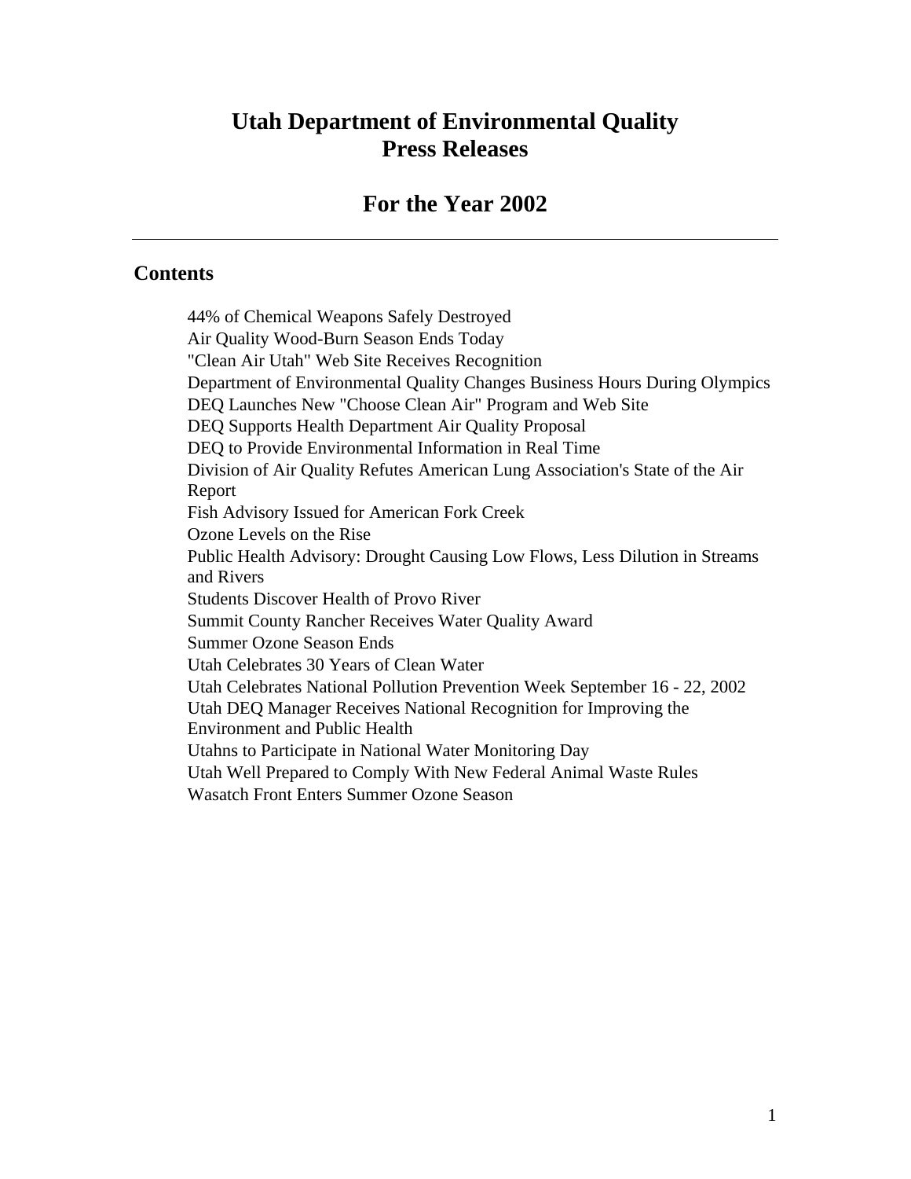# Utah Department of Environmental Quality Press Releases

# For the Year 2002

---

## Contents

44% of Chemical Weapons Safely Destroyed
Air Quality Wood-Burn Season Ends Today
"Clean Air Utah" Web Site Receives Recognition
Department of Environmental Quality Changes Business Hours During Olympics
DEQ Launches New "Choose Clean Air" Program and Web Site
DEQ Supports Health Department Air Quality Proposal
DEQ to Provide Environmental Information in Real Time
Division of Air Quality Refutes American Lung Association's State of the Air Report
Fish Advisory Issued for American Fork Creek
Ozone Levels on the Rise
Public Health Advisory: Drought Causing Low Flows, Less Dilution in Streams and Rivers
Students Discover Health of Provo River
Summit County Rancher Receives Water Quality Award
Summer Ozone Season Ends
Utah Celebrates 30 Years of Clean Water
Utah Celebrates National Pollution Prevention Week September 16 - 22, 2002
Utah DEQ Manager Receives National Recognition for Improving the Environment and Public Health
Utahns to Participate in National Water Monitoring Day
Utah Well Prepared to Comply With New Federal Animal Waste Rules
Wasatch Front Enters Summer Ozone Season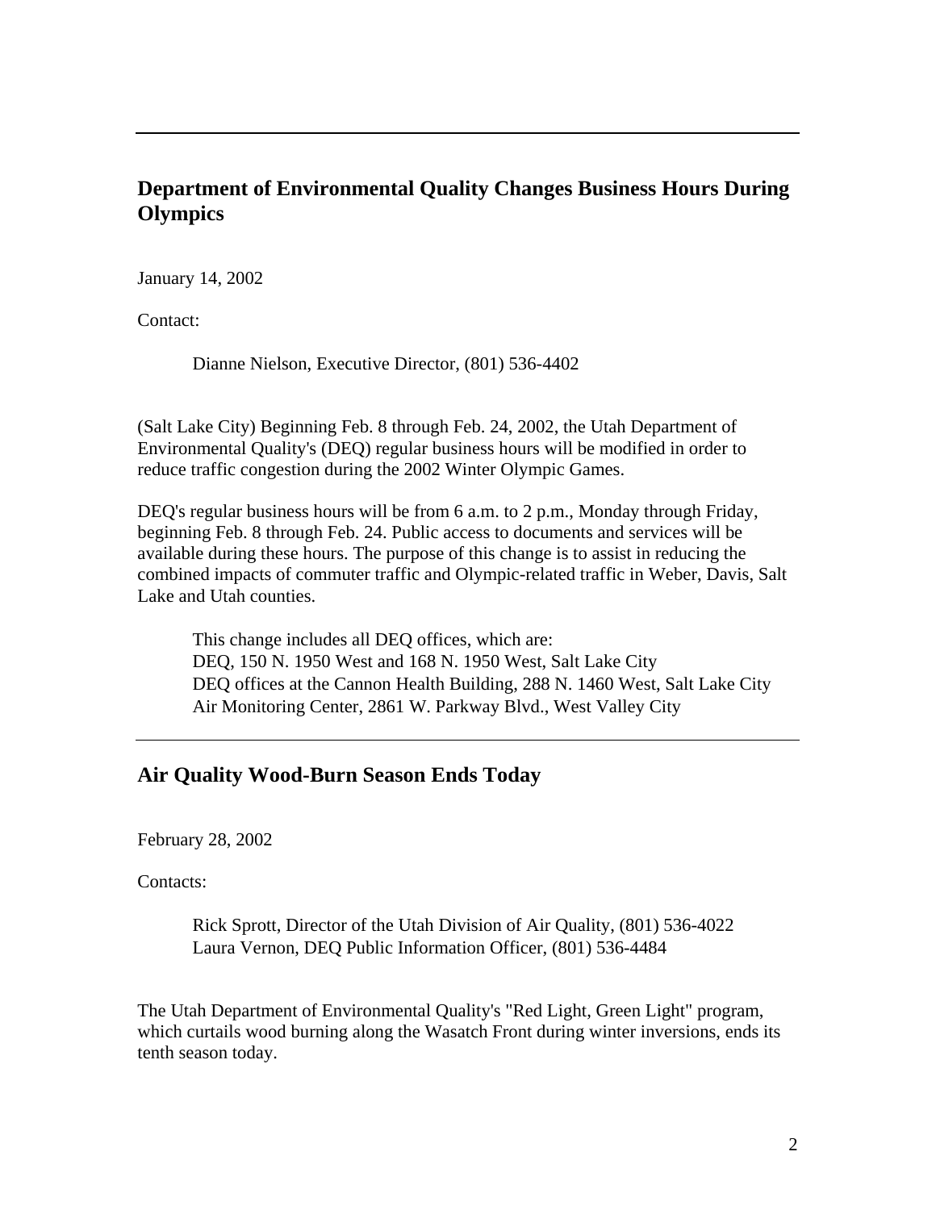---

## Department of Environmental Quality Changes Business Hours During Olympics

January 14, 2002

Contact:

> Dianne Nielson, Executive Director, (801) 536-4402

(Salt Lake City) Beginning Feb. 8 through Feb. 24, 2002, the Utah Department of Environmental Quality's (DEQ) regular business hours will be modified in order to reduce traffic congestion during the 2002 Winter Olympic Games.

DEQ's regular business hours will be from 6 a.m. to 2 p.m., Monday through Friday, beginning Feb. 8 through Feb. 24. Public access to documents and services will be available during these hours. The purpose of this change is to assist in reducing the combined impacts of commuter traffic and Olympic-related traffic in Weber, Davis, Salt Lake and Utah counties.

> This change includes all DEQ offices, which are:
> DEQ, 150 N. 1950 West and 168 N. 1950 West, Salt Lake City
> DEQ offices at the Cannon Health Building, 288 N. 1460 West, Salt Lake City
> Air Monitoring Center, 2861 W. Parkway Blvd., West Valley City

---

## Air Quality Wood-Burn Season Ends Today

February 28, 2002

Contacts:

> Rick Sprott, Director of the Utah Division of Air Quality, (801) 536-4022
> Laura Vernon, DEQ Public Information Officer, (801) 536-4484

The Utah Department of Environmental Quality's "Red Light, Green Light" program, which curtails wood burning along the Wasatch Front during winter inversions, ends its tenth season today.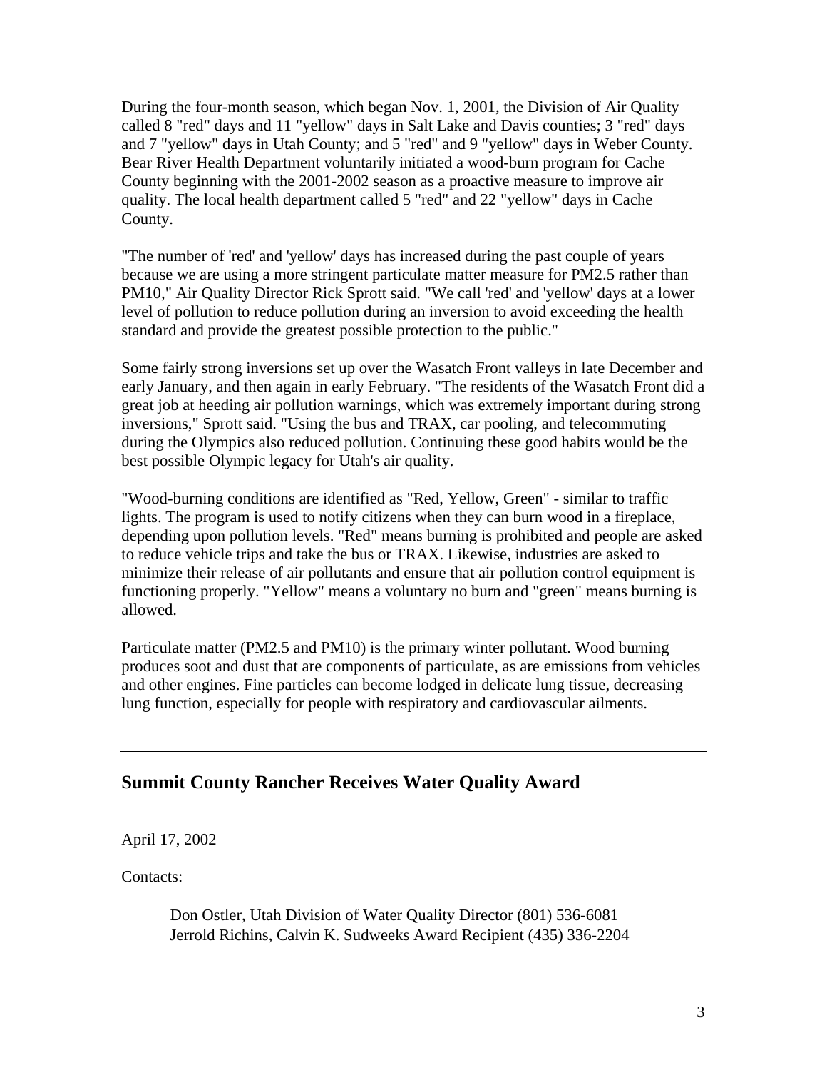During the four-month season, which began Nov. 1, 2001, the Division of Air Quality called 8 "red" days and 11 "yellow" days in Salt Lake and Davis counties; 3 "red" days and 7 "yellow" days in Utah County; and 5 "red" and 9 "yellow" days in Weber County. Bear River Health Department voluntarily initiated a wood-burn program for Cache County beginning with the 2001-2002 season as a proactive measure to improve air quality. The local health department called 5 "red" and 22 "yellow" days in Cache County.

"The number of 'red' and 'yellow' days has increased during the past couple of years because we are using a more stringent particulate matter measure for PM2.5 rather than PM10," Air Quality Director Rick Sprott said. "We call 'red' and 'yellow' days at a lower level of pollution to reduce pollution during an inversion to avoid exceeding the health standard and provide the greatest possible protection to the public."

Some fairly strong inversions set up over the Wasatch Front valleys in late December and early January, and then again in early February. "The residents of the Wasatch Front did a great job at heeding air pollution warnings, which was extremely important during strong inversions," Sprott said. "Using the bus and TRAX, car pooling, and telecommuting during the Olympics also reduced pollution. Continuing these good habits would be the best possible Olympic legacy for Utah's air quality.

"Wood-burning conditions are identified as "Red, Yellow, Green" - similar to traffic lights. The program is used to notify citizens when they can burn wood in a fireplace, depending upon pollution levels. "Red" means burning is prohibited and people are asked to reduce vehicle trips and take the bus or TRAX. Likewise, industries are asked to minimize their release of air pollutants and ensure that air pollution control equipment is functioning properly. "Yellow" means a voluntary no burn and "green" means burning is allowed.

Particulate matter (PM2.5 and PM10) is the primary winter pollutant. Wood burning produces soot and dust that are components of particulate, as are emissions from vehicles and other engines. Fine particles can become lodged in delicate lung tissue, decreasing lung function, especially for people with respiratory and cardiovascular ailments.

---

## Summit County Rancher Receives Water Quality Award

April 17, 2002

Contacts:

Don Ostler, Utah Division of Water Quality Director (801) 536-6081
Jerrold Richins, Calvin K. Sudweeks Award Recipient (435) 336-2204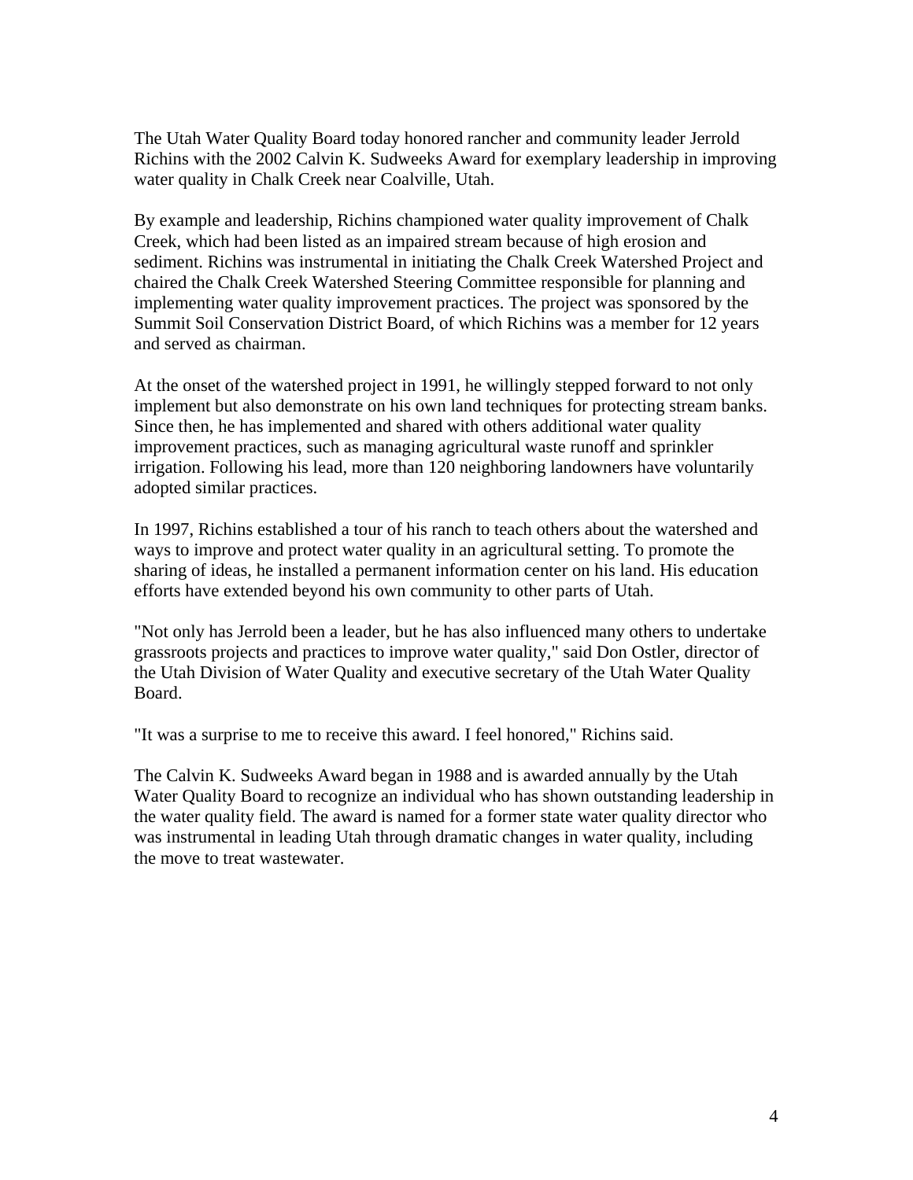The Utah Water Quality Board today honored rancher and community leader Jerrold Richins with the 2002 Calvin K. Sudweeks Award for exemplary leadership in improving water quality in Chalk Creek near Coalville, Utah.

By example and leadership, Richins championed water quality improvement of Chalk Creek, which had been listed as an impaired stream because of high erosion and sediment. Richins was instrumental in initiating the Chalk Creek Watershed Project and chaired the Chalk Creek Watershed Steering Committee responsible for planning and implementing water quality improvement practices. The project was sponsored by the Summit Soil Conservation District Board, of which Richins was a member for 12 years and served as chairman.

At the onset of the watershed project in 1991, he willingly stepped forward to not only implement but also demonstrate on his own land techniques for protecting stream banks. Since then, he has implemented and shared with others additional water quality improvement practices, such as managing agricultural waste runoff and sprinkler irrigation. Following his lead, more than 120 neighboring landowners have voluntarily adopted similar practices.

In 1997, Richins established a tour of his ranch to teach others about the watershed and ways to improve and protect water quality in an agricultural setting. To promote the sharing of ideas, he installed a permanent information center on his land. His education efforts have extended beyond his own community to other parts of Utah.

"Not only has Jerrold been a leader, but he has also influenced many others to undertake grassroots projects and practices to improve water quality," said Don Ostler, director of the Utah Division of Water Quality and executive secretary of the Utah Water Quality Board.

"It was a surprise to me to receive this award. I feel honored," Richins said.

The Calvin K. Sudweeks Award began in 1988 and is awarded annually by the Utah Water Quality Board to recognize an individual who has shown outstanding leadership in the water quality field. The award is named for a former state water quality director who was instrumental in leading Utah through dramatic changes in water quality, including the move to treat wastewater.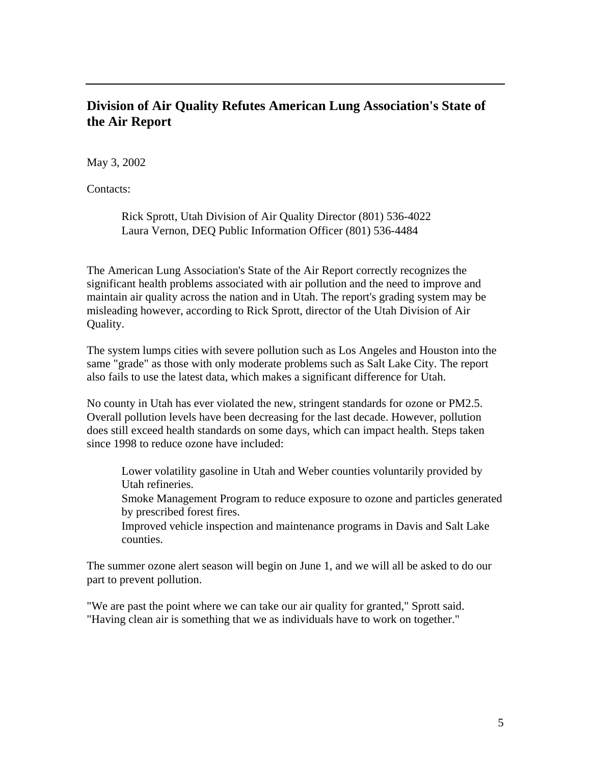---

## Division of Air Quality Refutes American Lung Association's State of the Air Report

May 3, 2002

Contacts:

> Rick Sprott, Utah Division of Air Quality Director (801) 536-4022
> Laura Vernon, DEQ Public Information Officer (801) 536-4484

The American Lung Association's State of the Air Report correctly recognizes the significant health problems associated with air pollution and the need to improve and maintain air quality across the nation and in Utah. The report's grading system may be misleading however, according to Rick Sprott, director of the Utah Division of Air Quality.

The system lumps cities with severe pollution such as Los Angeles and Houston into the same "grade" as those with only moderate problems such as Salt Lake City. The report also fails to use the latest data, which makes a significant difference for Utah.

No county in Utah has ever violated the new, stringent standards for ozone or PM2.5. Overall pollution levels have been decreasing for the last decade. However, pollution does still exceed health standards on some days, which can impact health. Steps taken since 1998 to reduce ozone have included:

> Lower volatility gasoline in Utah and Weber counties voluntarily provided by Utah refineries.
> Smoke Management Program to reduce exposure to ozone and particles generated by prescribed forest fires.
> Improved vehicle inspection and maintenance programs in Davis and Salt Lake counties.

The summer ozone alert season will begin on June 1, and we will all be asked to do our part to prevent pollution.

"We are past the point where we can take our air quality for granted," Sprott said. "Having clean air is something that we as individuals have to work on together."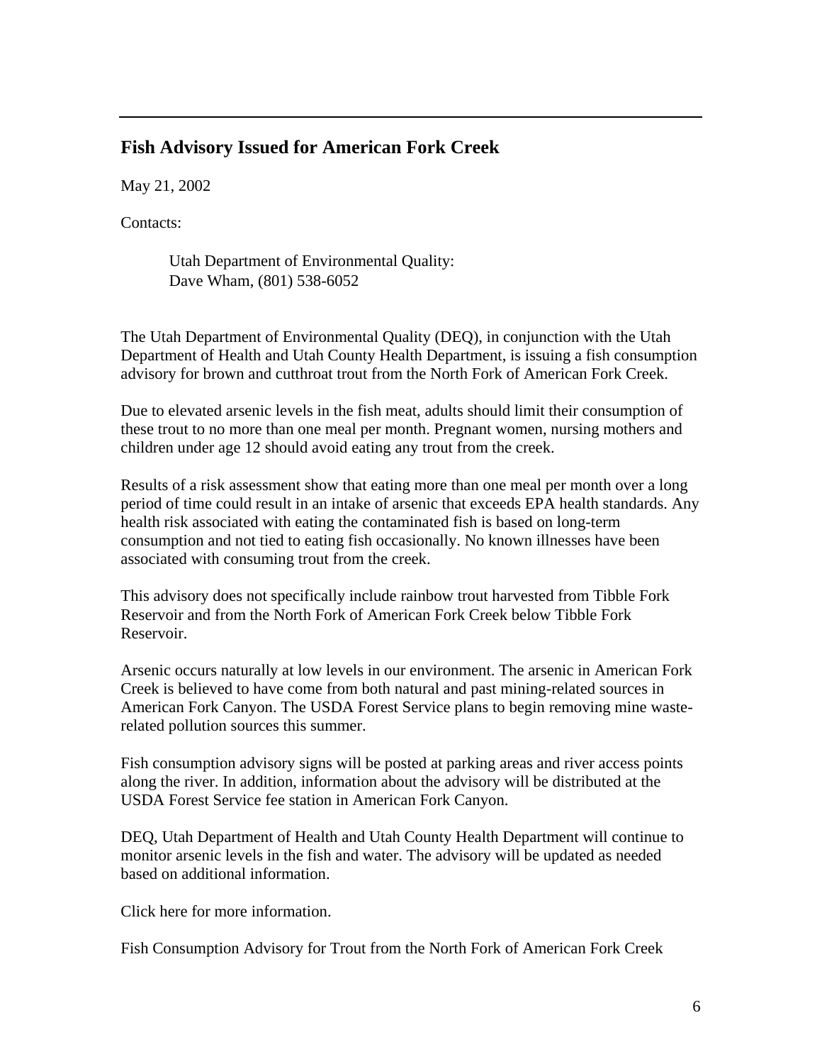---

## Fish Advisory Issued for American Fork Creek

May 21, 2002

Contacts:

> Utah Department of Environmental Quality:
> Dave Wham, (801) 538-6052

The Utah Department of Environmental Quality (DEQ), in conjunction with the Utah Department of Health and Utah County Health Department, is issuing a fish consumption advisory for brown and cutthroat trout from the North Fork of American Fork Creek.

Due to elevated arsenic levels in the fish meat, adults should limit their consumption of these trout to no more than one meal per month. Pregnant women, nursing mothers and children under age 12 should avoid eating any trout from the creek.

Results of a risk assessment show that eating more than one meal per month over a long period of time could result in an intake of arsenic that exceeds EPA health standards. Any health risk associated with eating the contaminated fish is based on long-term consumption and not tied to eating fish occasionally. No known illnesses have been associated with consuming trout from the creek.

This advisory does not specifically include rainbow trout harvested from Tibble Fork Reservoir and from the North Fork of American Fork Creek below Tibble Fork Reservoir.

Arsenic occurs naturally at low levels in our environment. The arsenic in American Fork Creek is believed to have come from both natural and past mining-related sources in American Fork Canyon. The USDA Forest Service plans to begin removing mine waste-related pollution sources this summer.

Fish consumption advisory signs will be posted at parking areas and river access points along the river. In addition, information about the advisory will be distributed at the USDA Forest Service fee station in American Fork Canyon.

DEQ, Utah Department of Health and Utah County Health Department will continue to monitor arsenic levels in the fish and water. The advisory will be updated as needed based on additional information.

Click here for more information.

Fish Consumption Advisory for Trout from the North Fork of American Fork Creek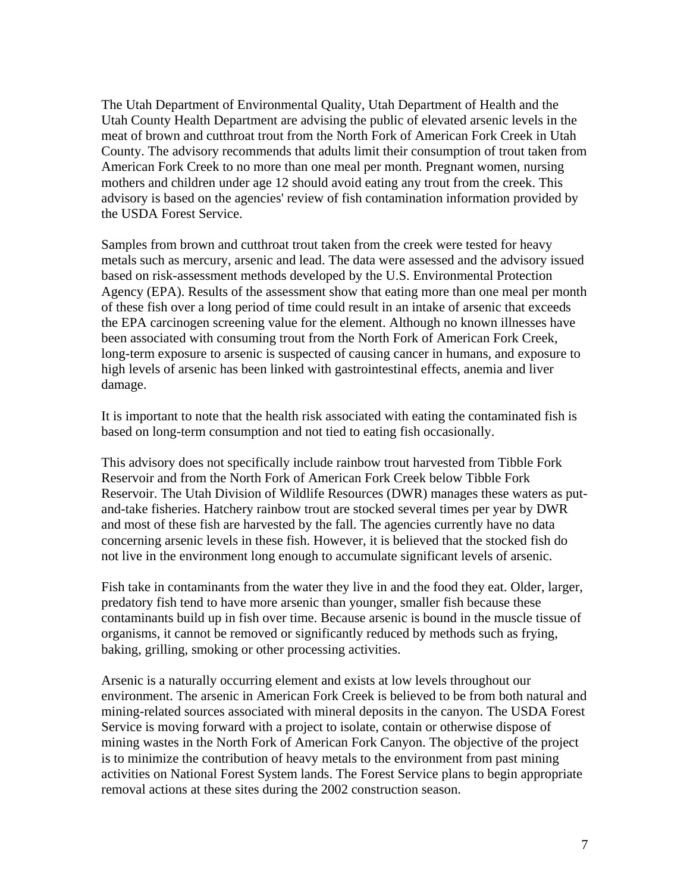The Utah Department of Environmental Quality, Utah Department of Health and the Utah County Health Department are advising the public of elevated arsenic levels in the meat of brown and cutthroat trout from the North Fork of American Fork Creek in Utah County. The advisory recommends that adults limit their consumption of trout taken from American Fork Creek to no more than one meal per month. Pregnant women, nursing mothers and children under age 12 should avoid eating any trout from the creek. This advisory is based on the agencies' review of fish contamination information provided by the USDA Forest Service.

Samples from brown and cutthroat trout taken from the creek were tested for heavy metals such as mercury, arsenic and lead. The data were assessed and the advisory issued based on risk-assessment methods developed by the U.S. Environmental Protection Agency (EPA). Results of the assessment show that eating more than one meal per month of these fish over a long period of time could result in an intake of arsenic that exceeds the EPA carcinogen screening value for the element. Although no known illnesses have been associated with consuming trout from the North Fork of American Fork Creek, long-term exposure to arsenic is suspected of causing cancer in humans, and exposure to high levels of arsenic has been linked with gastrointestinal effects, anemia and liver damage.

It is important to note that the health risk associated with eating the contaminated fish is based on long-term consumption and not tied to eating fish occasionally.

This advisory does not specifically include rainbow trout harvested from Tibble Fork Reservoir and from the North Fork of American Fork Creek below Tibble Fork Reservoir. The Utah Division of Wildlife Resources (DWR) manages these waters as put-and-take fisheries. Hatchery rainbow trout are stocked several times per year by DWR and most of these fish are harvested by the fall. The agencies currently have no data concerning arsenic levels in these fish. However, it is believed that the stocked fish do not live in the environment long enough to accumulate significant levels of arsenic.

Fish take in contaminants from the water they live in and the food they eat. Older, larger, predatory fish tend to have more arsenic than younger, smaller fish because these contaminants build up in fish over time. Because arsenic is bound in the muscle tissue of organisms, it cannot be removed or significantly reduced by methods such as frying, baking, grilling, smoking or other processing activities.

Arsenic is a naturally occurring element and exists at low levels throughout our environment. The arsenic in American Fork Creek is believed to be from both natural and mining-related sources associated with mineral deposits in the canyon. The USDA Forest Service is moving forward with a project to isolate, contain or otherwise dispose of mining wastes in the North Fork of American Fork Canyon. The objective of the project is to minimize the contribution of heavy metals to the environment from past mining activities on National Forest System lands. The Forest Service plans to begin appropriate removal actions at these sites during the 2002 construction season.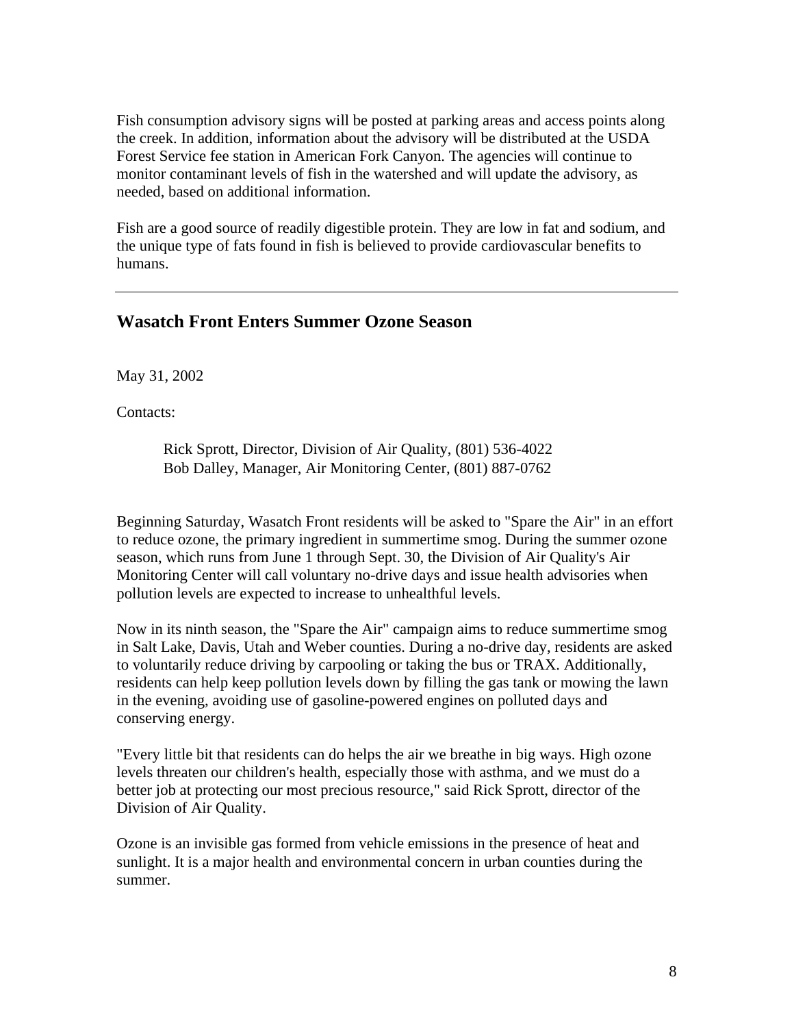Fish consumption advisory signs will be posted at parking areas and access points along the creek. In addition, information about the advisory will be distributed at the USDA Forest Service fee station in American Fork Canyon. The agencies will continue to monitor contaminant levels of fish in the watershed and will update the advisory, as needed, based on additional information.

Fish are a good source of readily digestible protein. They are low in fat and sodium, and the unique type of fats found in fish is believed to provide cardiovascular benefits to humans.

---

## Wasatch Front Enters Summer Ozone Season

May 31, 2002

Contacts:

> Rick Sprott, Director, Division of Air Quality, (801) 536-4022
> Bob Dalley, Manager, Air Monitoring Center, (801) 887-0762

Beginning Saturday, Wasatch Front residents will be asked to "Spare the Air" in an effort to reduce ozone, the primary ingredient in summertime smog. During the summer ozone season, which runs from June 1 through Sept. 30, the Division of Air Quality's Air Monitoring Center will call voluntary no-drive days and issue health advisories when pollution levels are expected to increase to unhealthful levels.

Now in its ninth season, the "Spare the Air" campaign aims to reduce summertime smog in Salt Lake, Davis, Utah and Weber counties. During a no-drive day, residents are asked to voluntarily reduce driving by carpooling or taking the bus or TRAX. Additionally, residents can help keep pollution levels down by filling the gas tank or mowing the lawn in the evening, avoiding use of gasoline-powered engines on polluted days and conserving energy.

"Every little bit that residents can do helps the air we breathe in big ways. High ozone levels threaten our children's health, especially those with asthma, and we must do a better job at protecting our most precious resource," said Rick Sprott, director of the Division of Air Quality.

Ozone is an invisible gas formed from vehicle emissions in the presence of heat and sunlight. It is a major health and environmental concern in urban counties during the summer.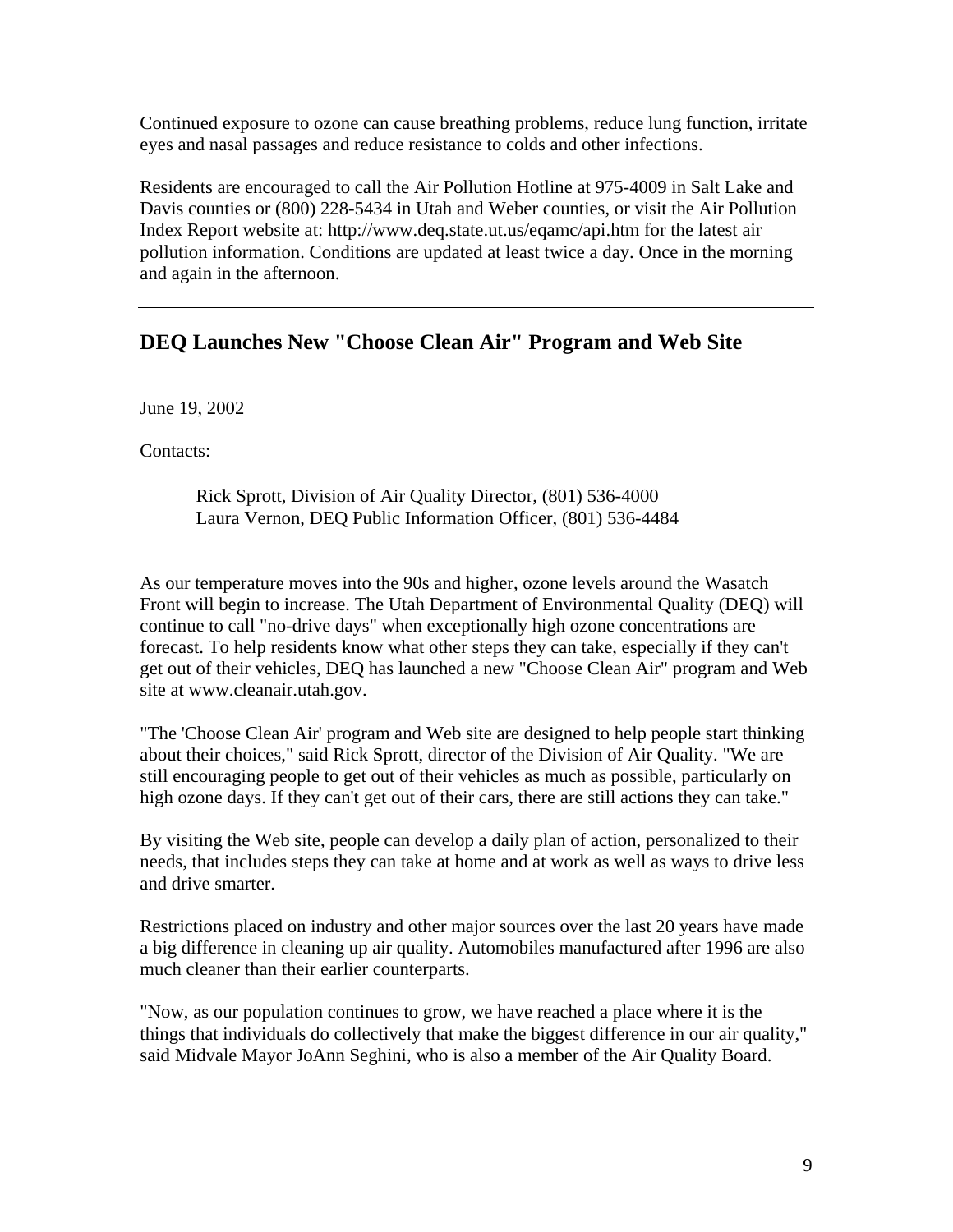Continued exposure to ozone can cause breathing problems, reduce lung function, irritate eyes and nasal passages and reduce resistance to colds and other infections.

Residents are encouraged to call the Air Pollution Hotline at 975-4009 in Salt Lake and Davis counties or (800) 228-5434 in Utah and Weber counties, or visit the Air Pollution Index Report website at: http://www.deq.state.ut.us/eqamc/api.htm for the latest air pollution information. Conditions are updated at least twice a day. Once in the morning and again in the afternoon.

---

## DEQ Launches New "Choose Clean Air" Program and Web Site

June 19, 2002

Contacts:

> Rick Sprott, Division of Air Quality Director, (801) 536-4000
> Laura Vernon, DEQ Public Information Officer, (801) 536-4484

As our temperature moves into the 90s and higher, ozone levels around the Wasatch Front will begin to increase. The Utah Department of Environmental Quality (DEQ) will continue to call "no-drive days" when exceptionally high ozone concentrations are forecast. To help residents know what other steps they can take, especially if they can't get out of their vehicles, DEQ has launched a new "Choose Clean Air" program and Web site at www.cleanair.utah.gov.

"The 'Choose Clean Air' program and Web site are designed to help people start thinking about their choices," said Rick Sprott, director of the Division of Air Quality. "We are still encouraging people to get out of their vehicles as much as possible, particularly on high ozone days. If they can't get out of their cars, there are still actions they can take."

By visiting the Web site, people can develop a daily plan of action, personalized to their needs, that includes steps they can take at home and at work as well as ways to drive less and drive smarter.

Restrictions placed on industry and other major sources over the last 20 years have made a big difference in cleaning up air quality. Automobiles manufactured after 1996 are also much cleaner than their earlier counterparts.

"Now, as our population continues to grow, we have reached a place where it is the things that individuals do collectively that make the biggest difference in our air quality," said Midvale Mayor JoAnn Seghini, who is also a member of the Air Quality Board.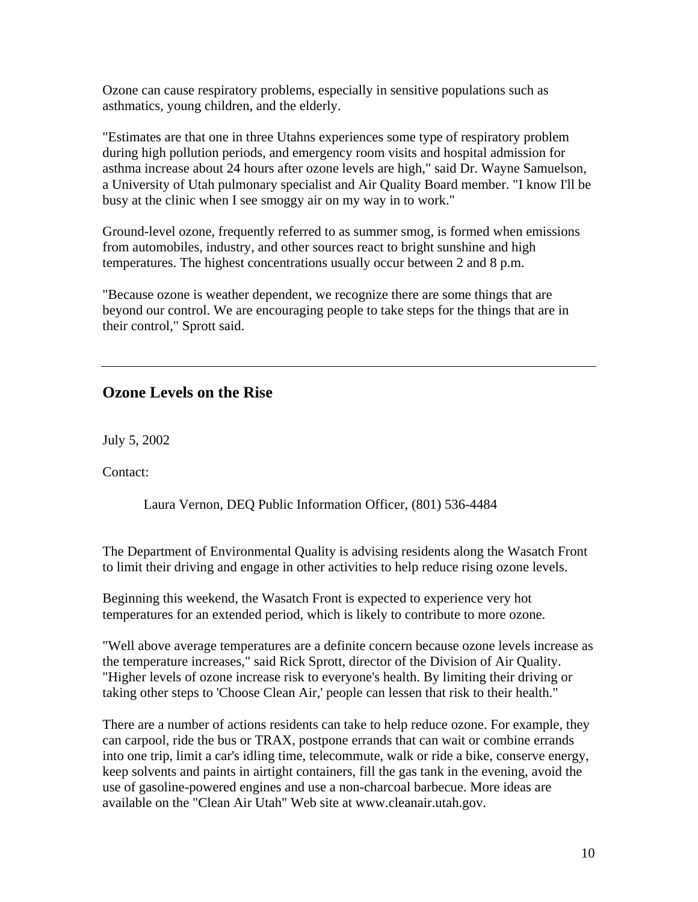Ozone can cause respiratory problems, especially in sensitive populations such as asthmatics, young children, and the elderly.

"Estimates are that one in three Utahns experiences some type of respiratory problem during high pollution periods, and emergency room visits and hospital admission for asthma increase about 24 hours after ozone levels are high," said Dr. Wayne Samuelson, a University of Utah pulmonary specialist and Air Quality Board member. "I know I'll be busy at the clinic when I see smoggy air on my way in to work."

Ground-level ozone, frequently referred to as summer smog, is formed when emissions from automobiles, industry, and other sources react to bright sunshine and high temperatures. The highest concentrations usually occur between 2 and 8 p.m.

"Because ozone is weather dependent, we recognize there are some things that are beyond our control. We are encouraging people to take steps for the things that are in their control," Sprott said.

---

## Ozone Levels on the Rise

July 5, 2002

Contact:

Laura Vernon, DEQ Public Information Officer, (801) 536-4484

The Department of Environmental Quality is advising residents along the Wasatch Front to limit their driving and engage in other activities to help reduce rising ozone levels.

Beginning this weekend, the Wasatch Front is expected to experience very hot temperatures for an extended period, which is likely to contribute to more ozone.

"Well above average temperatures are a definite concern because ozone levels increase as the temperature increases," said Rick Sprott, director of the Division of Air Quality. "Higher levels of ozone increase risk to everyone's health. By limiting their driving or taking other steps to 'Choose Clean Air,' people can lessen that risk to their health."

There are a number of actions residents can take to help reduce ozone. For example, they can carpool, ride the bus or TRAX, postpone errands that can wait or combine errands into one trip, limit a car's idling time, telecommute, walk or ride a bike, conserve energy, keep solvents and paints in airtight containers, fill the gas tank in the evening, avoid the use of gasoline-powered engines and use a non-charcoal barbecue. More ideas are available on the "Clean Air Utah" Web site at www.cleanair.utah.gov.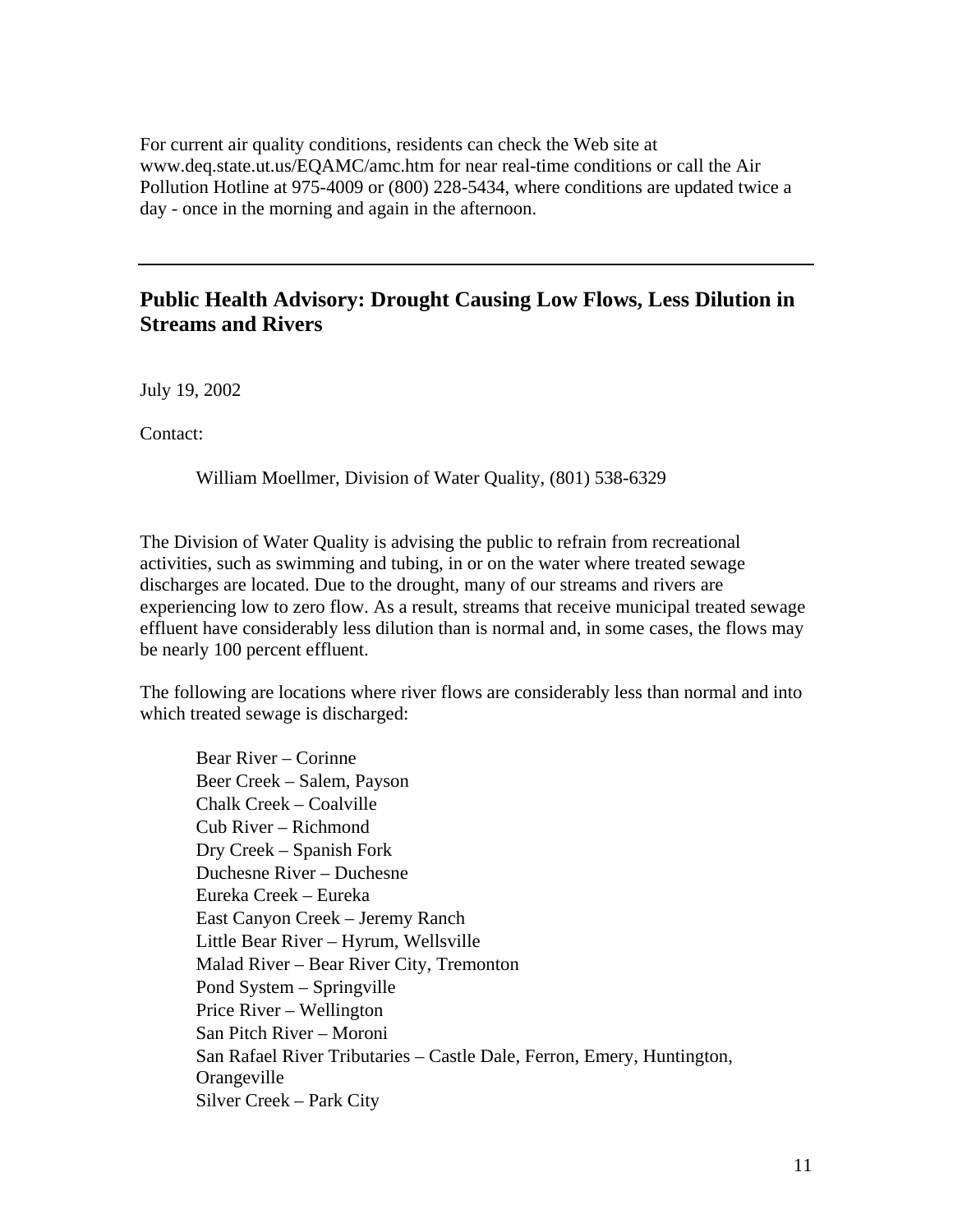For current air quality conditions, residents can check the Web site at www.deq.state.ut.us/EQAMC/amc.htm for near real-time conditions or call the Air Pollution Hotline at 975-4009 or (800) 228-5434, where conditions are updated twice a day - once in the morning and again in the afternoon.

---

## Public Health Advisory: Drought Causing Low Flows, Less Dilution in Streams and Rivers

July 19, 2002

Contact:

William Moellmer, Division of Water Quality, (801) 538-6329

The Division of Water Quality is advising the public to refrain from recreational activities, such as swimming and tubing, in or on the water where treated sewage discharges are located. Due to the drought, many of our streams and rivers are experiencing low to zero flow. As a result, streams that receive municipal treated sewage effluent have considerably less dilution than is normal and, in some cases, the flows may be nearly 100 percent effluent.

The following are locations where river flows are considerably less than normal and into which treated sewage is discharged:

Bear River – Corinne
Beer Creek – Salem, Payson
Chalk Creek – Coalville
Cub River – Richmond
Dry Creek – Spanish Fork
Duchesne River – Duchesne
Eureka Creek – Eureka
East Canyon Creek – Jeremy Ranch
Little Bear River – Hyrum, Wellsville
Malad River – Bear River City, Tremonton
Pond System – Springville
Price River – Wellington
San Pitch River – Moroni
San Rafael River Tributaries – Castle Dale, Ferron, Emery, Huntington, Orangeville
Silver Creek – Park City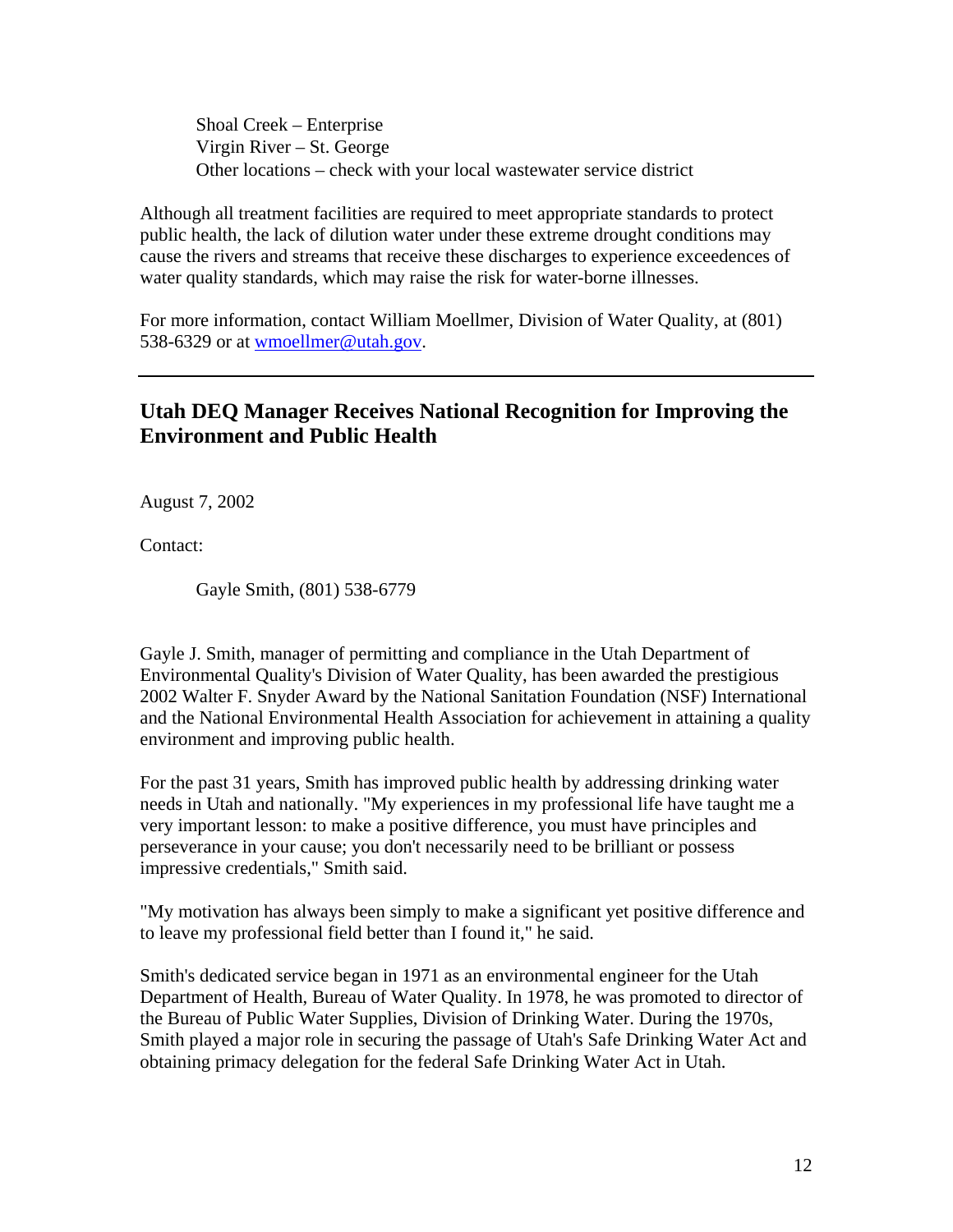Shoal Creek – Enterprise
Virgin River – St. George
Other locations – check with your local wastewater service district

Although all treatment facilities are required to meet appropriate standards to protect public health, the lack of dilution water under these extreme drought conditions may cause the rivers and streams that receive these discharges to experience exceedences of water quality standards, which may raise the risk for water-borne illnesses.

For more information, contact William Moellmer, Division of Water Quality, at (801) 538-6329 or at wmoellmer@utah.gov.

---

## Utah DEQ Manager Receives National Recognition for Improving the Environment and Public Health

August 7, 2002

Contact:

Gayle Smith, (801) 538-6779

Gayle J. Smith, manager of permitting and compliance in the Utah Department of Environmental Quality's Division of Water Quality, has been awarded the prestigious 2002 Walter F. Snyder Award by the National Sanitation Foundation (NSF) International and the National Environmental Health Association for achievement in attaining a quality environment and improving public health.

For the past 31 years, Smith has improved public health by addressing drinking water needs in Utah and nationally. "My experiences in my professional life have taught me a very important lesson: to make a positive difference, you must have principles and perseverance in your cause; you don't necessarily need to be brilliant or possess impressive credentials," Smith said.

"My motivation has always been simply to make a significant yet positive difference and to leave my professional field better than I found it," he said.

Smith's dedicated service began in 1971 as an environmental engineer for the Utah Department of Health, Bureau of Water Quality. In 1978, he was promoted to director of the Bureau of Public Water Supplies, Division of Drinking Water. During the 1970s, Smith played a major role in securing the passage of Utah's Safe Drinking Water Act and obtaining primacy delegation for the federal Safe Drinking Water Act in Utah.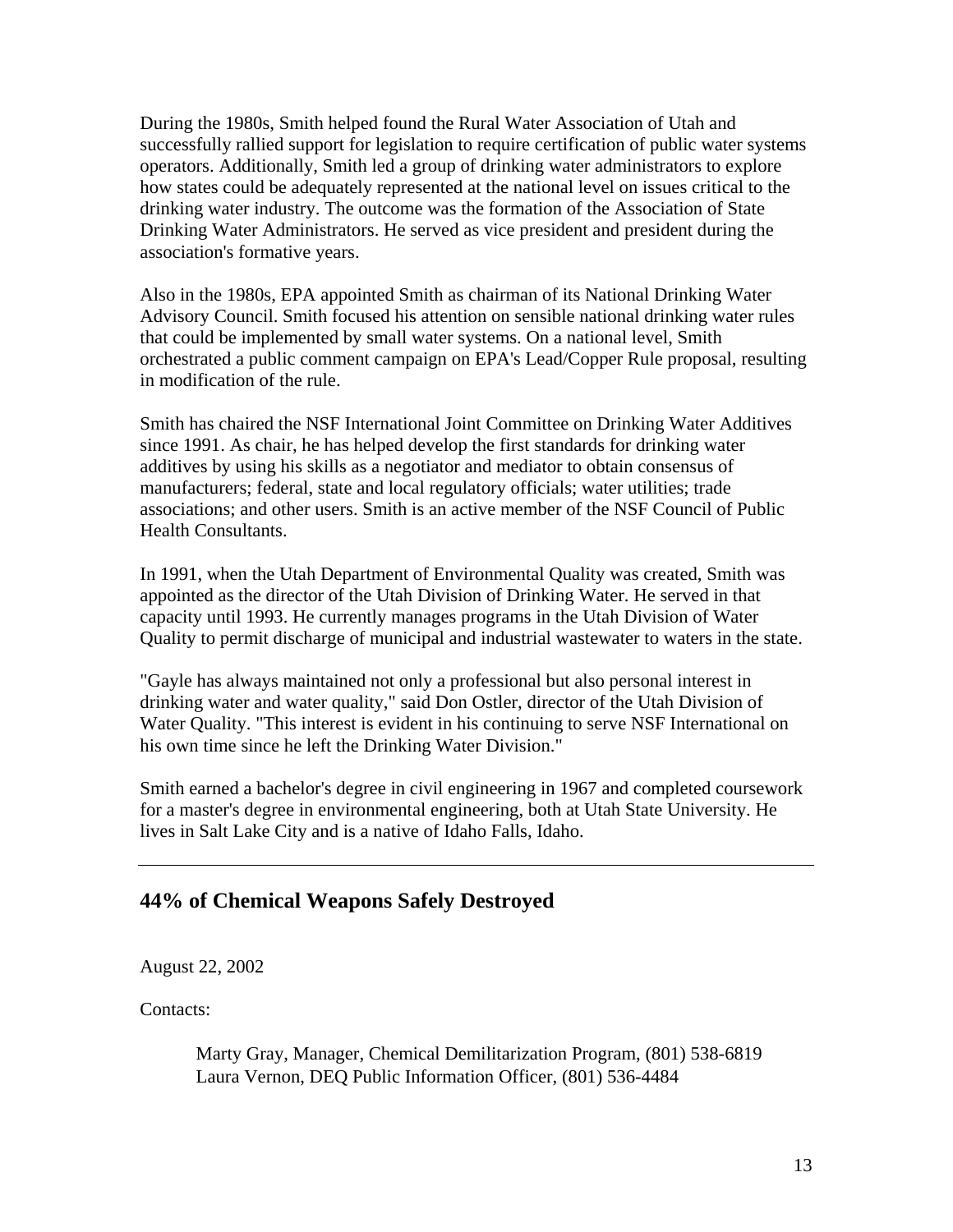During the 1980s, Smith helped found the Rural Water Association of Utah and successfully rallied support for legislation to require certification of public water systems operators. Additionally, Smith led a group of drinking water administrators to explore how states could be adequately represented at the national level on issues critical to the drinking water industry. The outcome was the formation of the Association of State Drinking Water Administrators. He served as vice president and president during the association's formative years.

Also in the 1980s, EPA appointed Smith as chairman of its National Drinking Water Advisory Council. Smith focused his attention on sensible national drinking water rules that could be implemented by small water systems. On a national level, Smith orchestrated a public comment campaign on EPA's Lead/Copper Rule proposal, resulting in modification of the rule.

Smith has chaired the NSF International Joint Committee on Drinking Water Additives since 1991. As chair, he has helped develop the first standards for drinking water additives by using his skills as a negotiator and mediator to obtain consensus of manufacturers; federal, state and local regulatory officials; water utilities; trade associations; and other users. Smith is an active member of the NSF Council of Public Health Consultants.

In 1991, when the Utah Department of Environmental Quality was created, Smith was appointed as the director of the Utah Division of Drinking Water. He served in that capacity until 1993. He currently manages programs in the Utah Division of Water Quality to permit discharge of municipal and industrial wastewater to waters in the state.

"Gayle has always maintained not only a professional but also personal interest in drinking water and water quality," said Don Ostler, director of the Utah Division of Water Quality. "This interest is evident in his continuing to serve NSF International on his own time since he left the Drinking Water Division."

Smith earned a bachelor's degree in civil engineering in 1967 and completed coursework for a master's degree in environmental engineering, both at Utah State University. He lives in Salt Lake City and is a native of Idaho Falls, Idaho.

---

## 44% of Chemical Weapons Safely Destroyed

August 22, 2002

Contacts:

Marty Gray, Manager, Chemical Demilitarization Program, (801) 538-6819
Laura Vernon, DEQ Public Information Officer, (801) 536-4484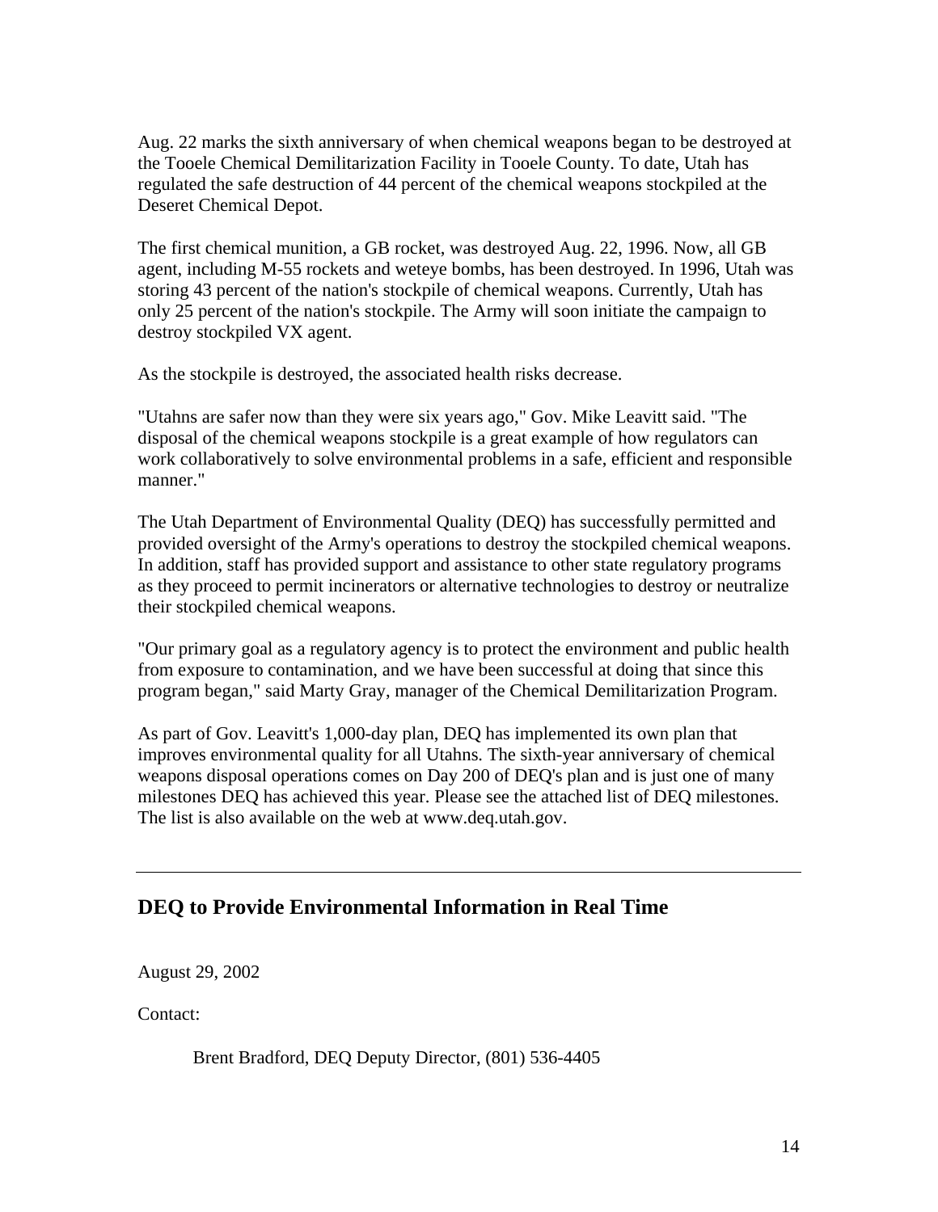Aug. 22 marks the sixth anniversary of when chemical weapons began to be destroyed at the Tooele Chemical Demilitarization Facility in Tooele County. To date, Utah has regulated the safe destruction of 44 percent of the chemical weapons stockpiled at the Deseret Chemical Depot.

The first chemical munition, a GB rocket, was destroyed Aug. 22, 1996. Now, all GB agent, including M-55 rockets and weteye bombs, has been destroyed. In 1996, Utah was storing 43 percent of the nation's stockpile of chemical weapons. Currently, Utah has only 25 percent of the nation's stockpile. The Army will soon initiate the campaign to destroy stockpiled VX agent.

As the stockpile is destroyed, the associated health risks decrease.

"Utahns are safer now than they were six years ago," Gov. Mike Leavitt said. "The disposal of the chemical weapons stockpile is a great example of how regulators can work collaboratively to solve environmental problems in a safe, efficient and responsible manner."

The Utah Department of Environmental Quality (DEQ) has successfully permitted and provided oversight of the Army's operations to destroy the stockpiled chemical weapons. In addition, staff has provided support and assistance to other state regulatory programs as they proceed to permit incinerators or alternative technologies to destroy or neutralize their stockpiled chemical weapons.

"Our primary goal as a regulatory agency is to protect the environment and public health from exposure to contamination, and we have been successful at doing that since this program began," said Marty Gray, manager of the Chemical Demilitarization Program.

As part of Gov. Leavitt's 1,000-day plan, DEQ has implemented its own plan that improves environmental quality for all Utahns. The sixth-year anniversary of chemical weapons disposal operations comes on Day 200 of DEQ's plan and is just one of many milestones DEQ has achieved this year. Please see the attached list of DEQ milestones. The list is also available on the web at www.deq.utah.gov.

---

## DEQ to Provide Environmental Information in Real Time

August 29, 2002

Contact:

Brent Bradford, DEQ Deputy Director, (801) 536-4405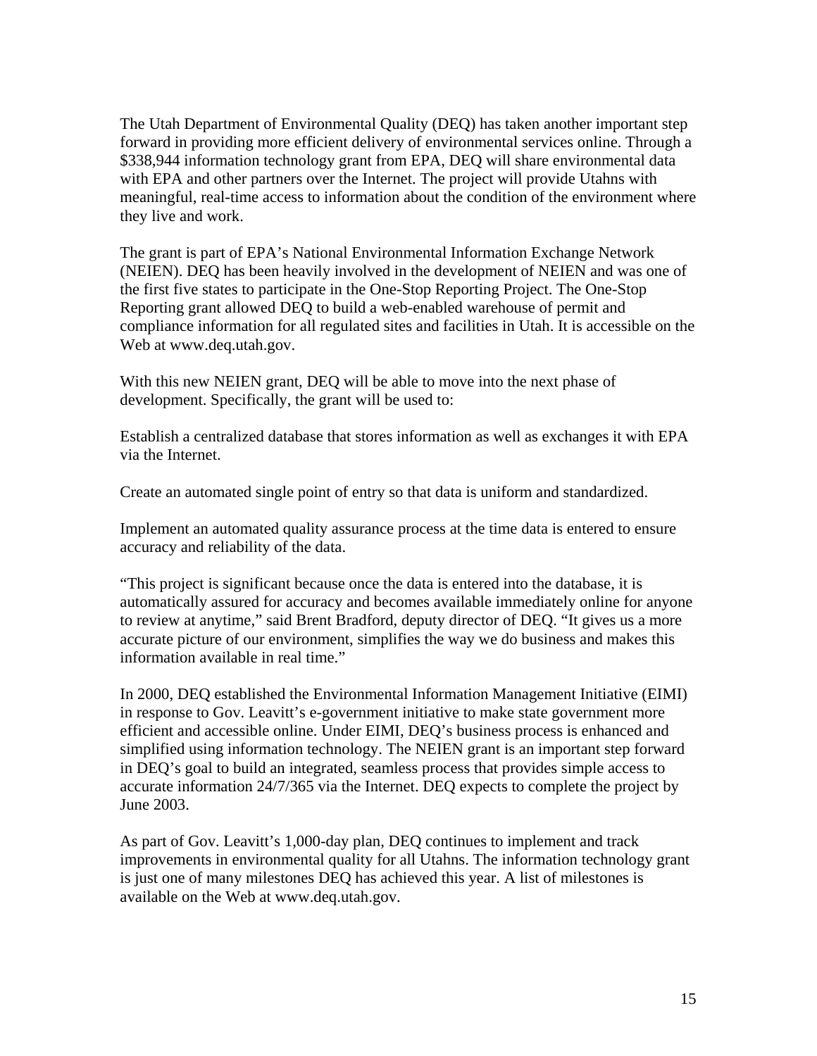The Utah Department of Environmental Quality (DEQ) has taken another important step forward in providing more efficient delivery of environmental services online. Through a $338,944 information technology grant from EPA, DEQ will share environmental data with EPA and other partners over the Internet. The project will provide Utahns with meaningful, real-time access to information about the condition of the environment where they live and work.

The grant is part of EPA's National Environmental Information Exchange Network (NEIEN). DEQ has been heavily involved in the development of NEIEN and was one of the first five states to participate in the One-Stop Reporting Project. The One-Stop Reporting grant allowed DEQ to build a web-enabled warehouse of permit and compliance information for all regulated sites and facilities in Utah. It is accessible on the Web at www.deq.utah.gov.

With this new NEIEN grant, DEQ will be able to move into the next phase of development. Specifically, the grant will be used to:

Establish a centralized database that stores information as well as exchanges it with EPA via the Internet.

Create an automated single point of entry so that data is uniform and standardized.

Implement an automated quality assurance process at the time data is entered to ensure accuracy and reliability of the data.

"This project is significant because once the data is entered into the database, it is automatically assured for accuracy and becomes available immediately online for anyone to review at anytime," said Brent Bradford, deputy director of DEQ. "It gives us a more accurate picture of our environment, simplifies the way we do business and makes this information available in real time."

In 2000, DEQ established the Environmental Information Management Initiative (EIMI) in response to Gov. Leavitt's e-government initiative to make state government more efficient and accessible online. Under EIMI, DEQ's business process is enhanced and simplified using information technology. The NEIEN grant is an important step forward in DEQ's goal to build an integrated, seamless process that provides simple access to accurate information 24/7/365 via the Internet. DEQ expects to complete the project by June 2003.

As part of Gov. Leavitt's 1,000-day plan, DEQ continues to implement and track improvements in environmental quality for all Utahns. The information technology grant is just one of many milestones DEQ has achieved this year. A list of milestones is available on the Web at www.deq.utah.gov.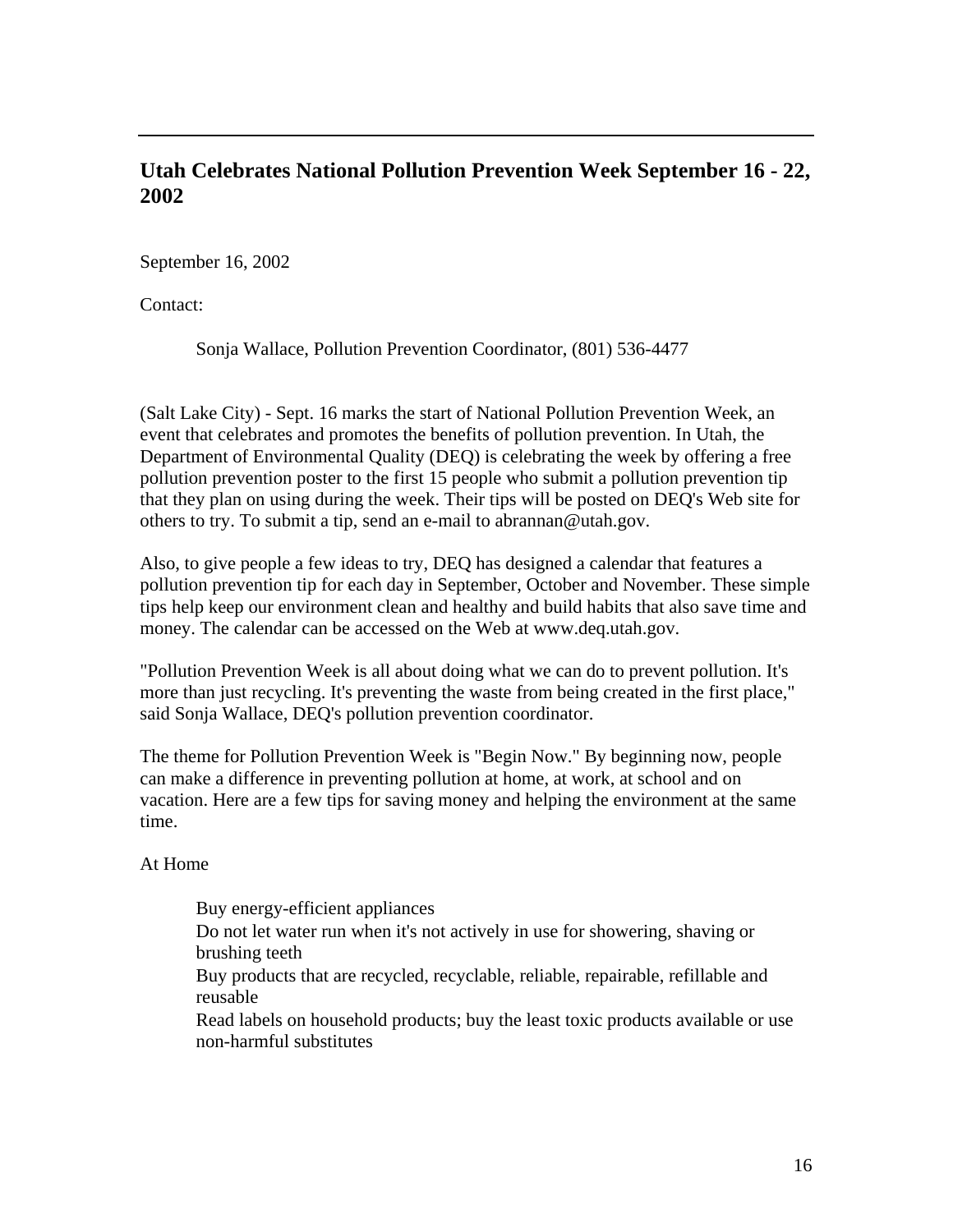---

## Utah Celebrates National Pollution Prevention Week September 16 - 22, 2002

September 16, 2002

Contact:

> Sonja Wallace, Pollution Prevention Coordinator, (801) 536-4477

(Salt Lake City) - Sept. 16 marks the start of National Pollution Prevention Week, an event that celebrates and promotes the benefits of pollution prevention. In Utah, the Department of Environmental Quality (DEQ) is celebrating the week by offering a free pollution prevention poster to the first 15 people who submit a pollution prevention tip that they plan on using during the week. Their tips will be posted on DEQ's Web site for others to try. To submit a tip, send an e-mail to abrannan@utah.gov.

Also, to give people a few ideas to try, DEQ has designed a calendar that features a pollution prevention tip for each day in September, October and November. These simple tips help keep our environment clean and healthy and build habits that also save time and money. The calendar can be accessed on the Web at www.deq.utah.gov.

"Pollution Prevention Week is all about doing what we can do to prevent pollution. It's more than just recycling. It's preventing the waste from being created in the first place," said Sonja Wallace, DEQ's pollution prevention coordinator.

The theme for Pollution Prevention Week is "Begin Now." By beginning now, people can make a difference in preventing pollution at home, at work, at school and on vacation. Here are a few tips for saving money and helping the environment at the same time.

At Home

- Buy energy-efficient appliances
- Do not let water run when it's not actively in use for showering, shaving or brushing teeth
- Buy products that are recycled, recyclable, reliable, repairable, refillable and reusable
- Read labels on household products; buy the least toxic products available or use non-harmful substitutes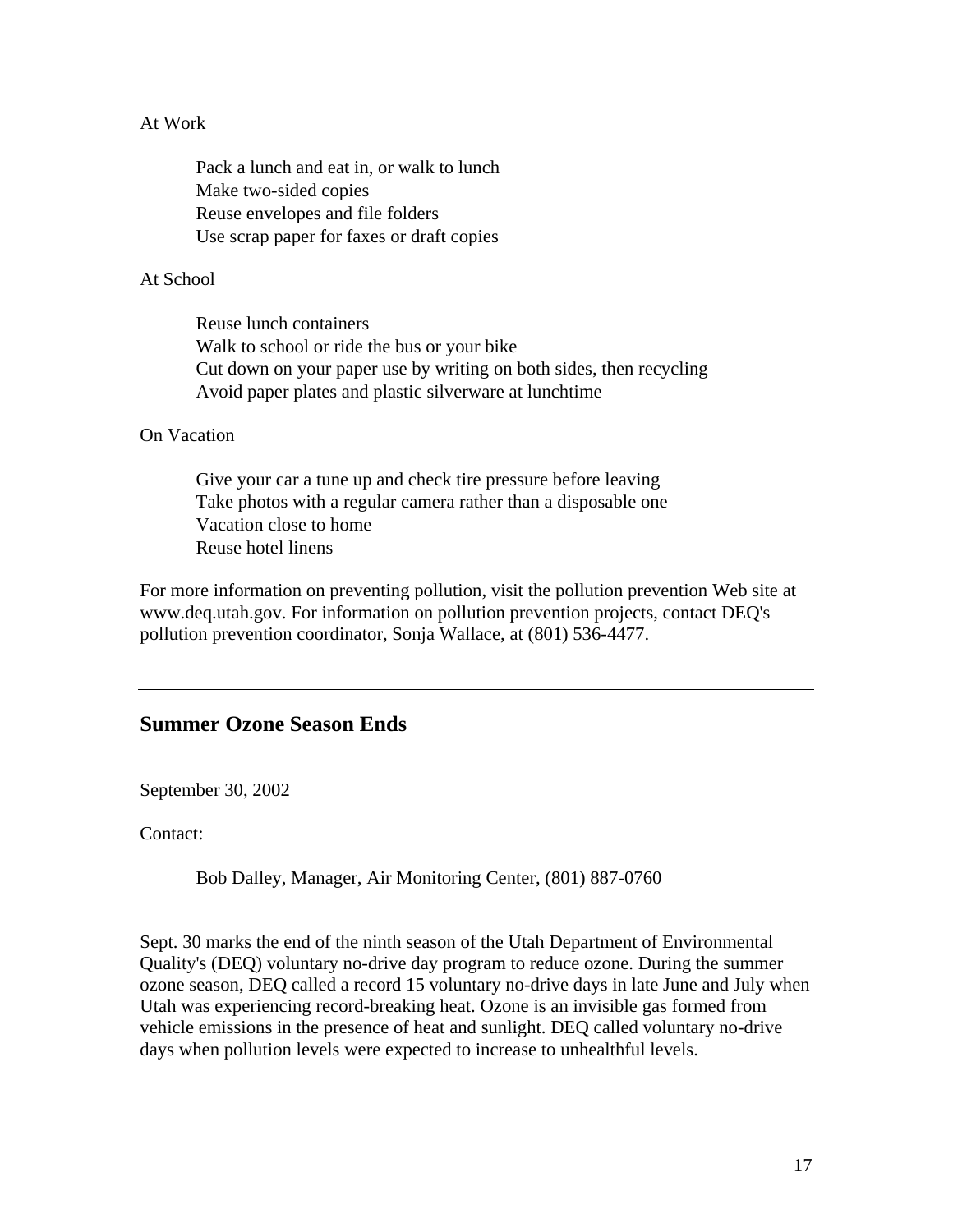At Work

- Pack a lunch and eat in, or walk to lunch
- Make two-sided copies
- Reuse envelopes and file folders
- Use scrap paper for faxes or draft copies

At School

- Reuse lunch containers
- Walk to school or ride the bus or your bike
- Cut down on your paper use by writing on both sides, then recycling
- Avoid paper plates and plastic silverware at lunchtime

On Vacation

- Give your car a tune up and check tire pressure before leaving
- Take photos with a regular camera rather than a disposable one
- Vacation close to home
- Reuse hotel linens

For more information on preventing pollution, visit the pollution prevention Web site at www.deq.utah.gov. For information on pollution prevention projects, contact DEQ's pollution prevention coordinator, Sonja Wallace, at (801) 536-4477.

---

## Summer Ozone Season Ends

September 30, 2002

Contact:

Bob Dalley, Manager, Air Monitoring Center, (801) 887-0760

Sept. 30 marks the end of the ninth season of the Utah Department of Environmental Quality's (DEQ) voluntary no-drive day program to reduce ozone. During the summer ozone season, DEQ called a record 15 voluntary no-drive days in late June and July when Utah was experiencing record-breaking heat. Ozone is an invisible gas formed from vehicle emissions in the presence of heat and sunlight. DEQ called voluntary no-drive days when pollution levels were expected to increase to unhealthful levels.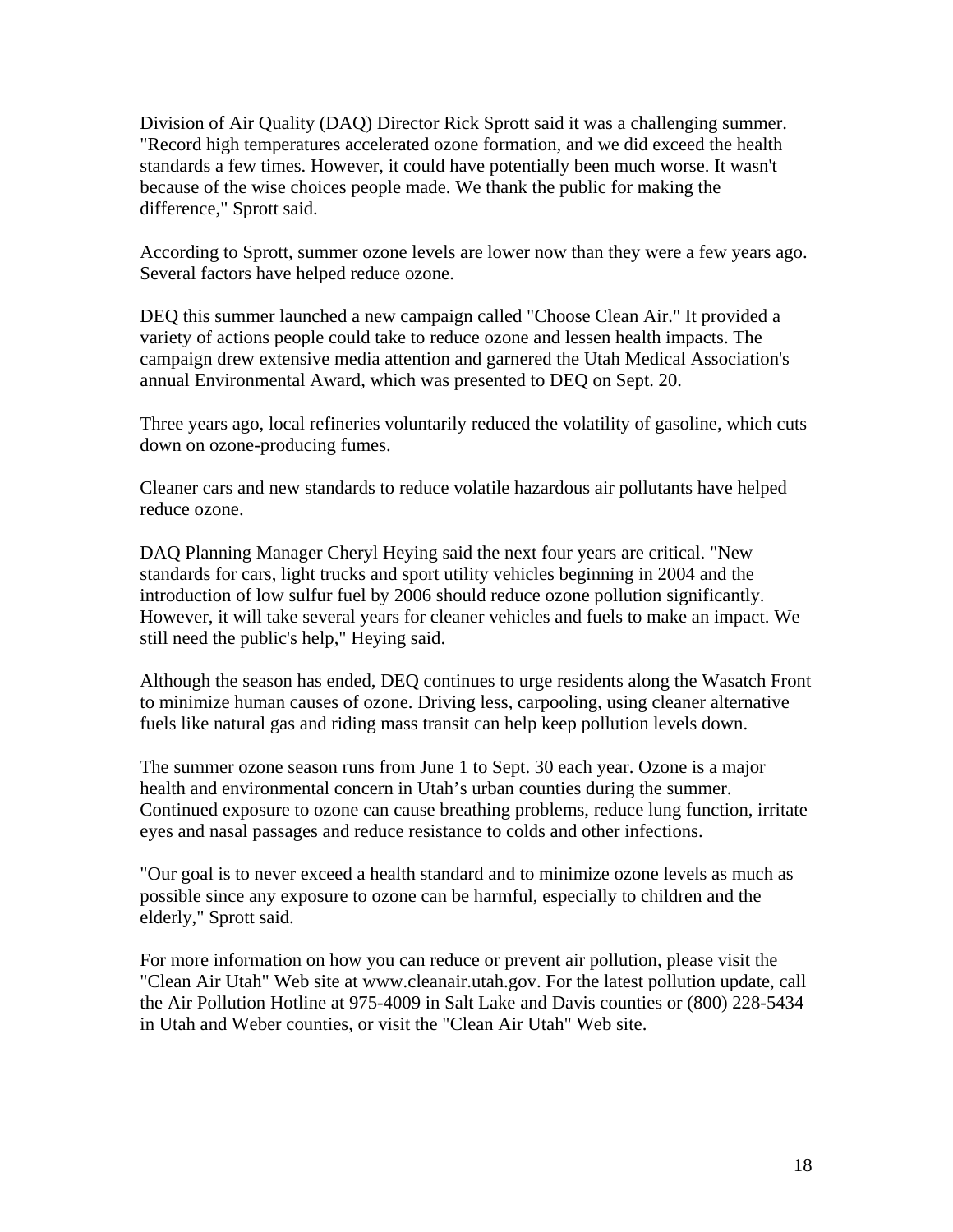Division of Air Quality (DAQ) Director Rick Sprott said it was a challenging summer. "Record high temperatures accelerated ozone formation, and we did exceed the health standards a few times. However, it could have potentially been much worse. It wasn't because of the wise choices people made. We thank the public for making the difference," Sprott said.

According to Sprott, summer ozone levels are lower now than they were a few years ago. Several factors have helped reduce ozone.

DEQ this summer launched a new campaign called "Choose Clean Air." It provided a variety of actions people could take to reduce ozone and lessen health impacts. The campaign drew extensive media attention and garnered the Utah Medical Association's annual Environmental Award, which was presented to DEQ on Sept. 20.

Three years ago, local refineries voluntarily reduced the volatility of gasoline, which cuts down on ozone-producing fumes.

Cleaner cars and new standards to reduce volatile hazardous air pollutants have helped reduce ozone.

DAQ Planning Manager Cheryl Heying said the next four years are critical. "New standards for cars, light trucks and sport utility vehicles beginning in 2004 and the introduction of low sulfur fuel by 2006 should reduce ozone pollution significantly. However, it will take several years for cleaner vehicles and fuels to make an impact. We still need the public's help," Heying said.

Although the season has ended, DEQ continues to urge residents along the Wasatch Front to minimize human causes of ozone. Driving less, carpooling, using cleaner alternative fuels like natural gas and riding mass transit can help keep pollution levels down.

The summer ozone season runs from June 1 to Sept. 30 each year. Ozone is a major health and environmental concern in Utah's urban counties during the summer. Continued exposure to ozone can cause breathing problems, reduce lung function, irritate eyes and nasal passages and reduce resistance to colds and other infections.

"Our goal is to never exceed a health standard and to minimize ozone levels as much as possible since any exposure to ozone can be harmful, especially to children and the elderly," Sprott said.

For more information on how you can reduce or prevent air pollution, please visit the "Clean Air Utah" Web site at www.cleanair.utah.gov. For the latest pollution update, call the Air Pollution Hotline at 975-4009 in Salt Lake and Davis counties or (800) 228-5434 in Utah and Weber counties, or visit the "Clean Air Utah" Web site.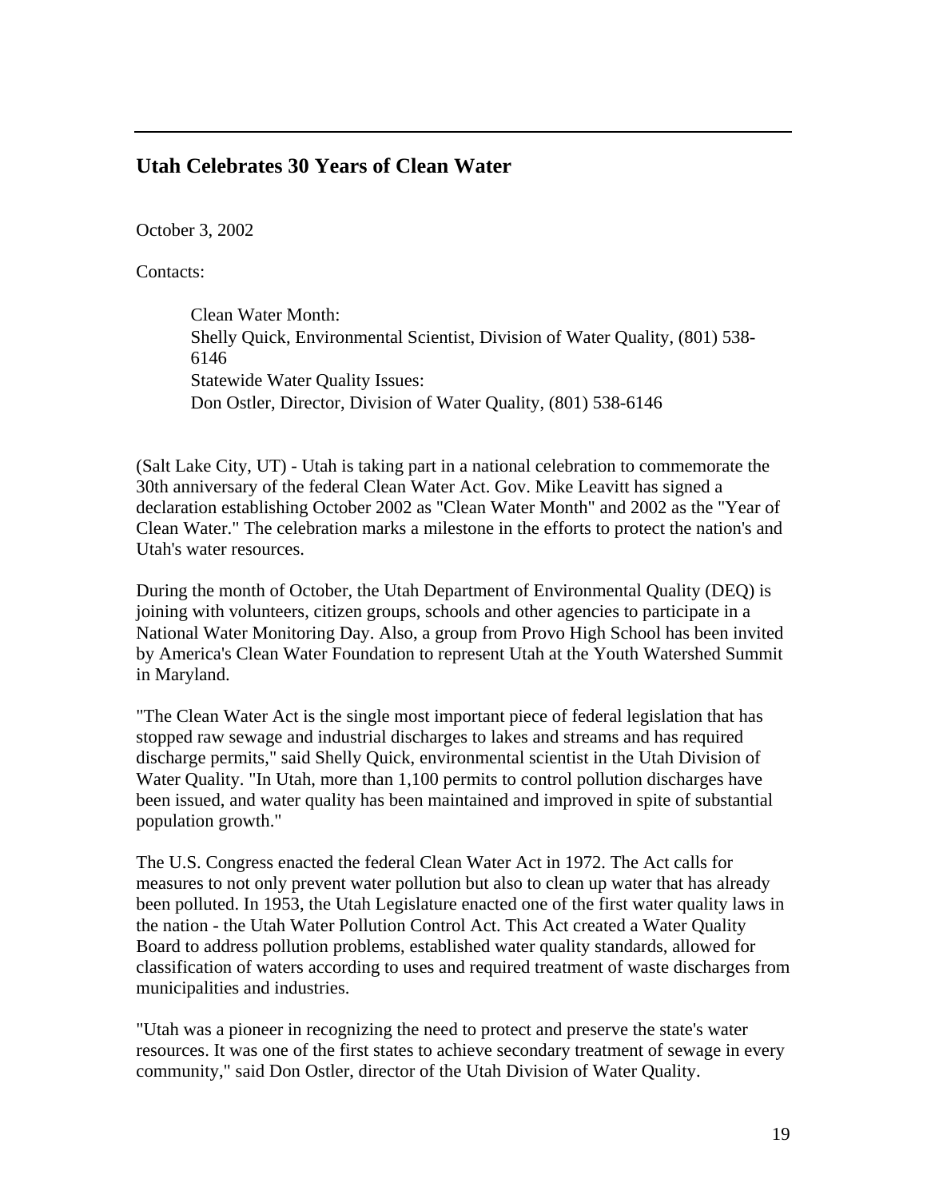## Utah Celebrates 30 Years of Clean Water

October 3, 2002

Contacts:

> Clean Water Month:
> Shelly Quick, Environmental Scientist, Division of Water Quality, (801) 538-6146
> Statewide Water Quality Issues:
> Don Ostler, Director, Division of Water Quality, (801) 538-6146

(Salt Lake City, UT) - Utah is taking part in a national celebration to commemorate the 30th anniversary of the federal Clean Water Act. Gov. Mike Leavitt has signed a declaration establishing October 2002 as "Clean Water Month" and 2002 as the "Year of Clean Water." The celebration marks a milestone in the efforts to protect the nation's and Utah's water resources.

During the month of October, the Utah Department of Environmental Quality (DEQ) is joining with volunteers, citizen groups, schools and other agencies to participate in a National Water Monitoring Day. Also, a group from Provo High School has been invited by America's Clean Water Foundation to represent Utah at the Youth Watershed Summit in Maryland.

"The Clean Water Act is the single most important piece of federal legislation that has stopped raw sewage and industrial discharges to lakes and streams and has required discharge permits," said Shelly Quick, environmental scientist in the Utah Division of Water Quality. "In Utah, more than 1,100 permits to control pollution discharges have been issued, and water quality has been maintained and improved in spite of substantial population growth."

The U.S. Congress enacted the federal Clean Water Act in 1972. The Act calls for measures to not only prevent water pollution but also to clean up water that has already been polluted. In 1953, the Utah Legislature enacted one of the first water quality laws in the nation - the Utah Water Pollution Control Act. This Act created a Water Quality Board to address pollution problems, established water quality standards, allowed for classification of waters according to uses and required treatment of waste discharges from municipalities and industries.

"Utah was a pioneer in recognizing the need to protect and preserve the state's water resources. It was one of the first states to achieve secondary treatment of sewage in every community," said Don Ostler, director of the Utah Division of Water Quality.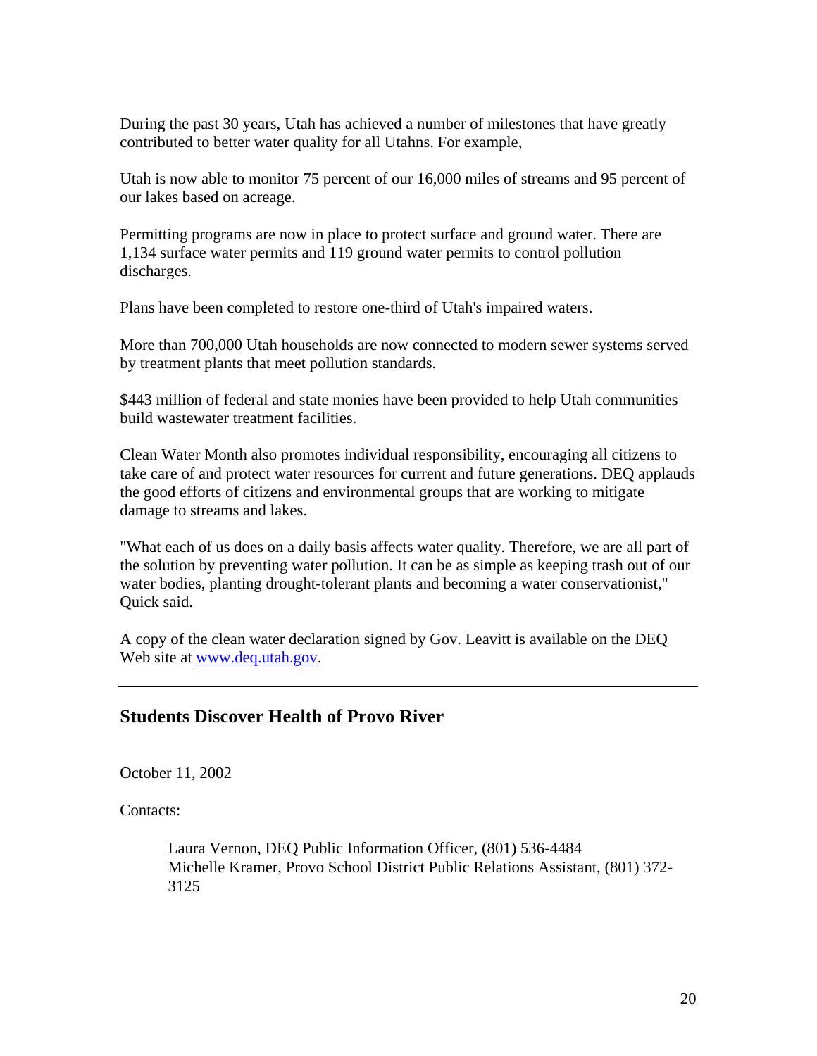During the past 30 years, Utah has achieved a number of milestones that have greatly contributed to better water quality for all Utahns. For example,

Utah is now able to monitor 75 percent of our 16,000 miles of streams and 95 percent of our lakes based on acreage.

Permitting programs are now in place to protect surface and ground water. There are 1,134 surface water permits and 119 ground water permits to control pollution discharges.

Plans have been completed to restore one-third of Utah's impaired waters.

More than 700,000 Utah households are now connected to modern sewer systems served by treatment plants that meet pollution standards.

$443 million of federal and state monies have been provided to help Utah communities build wastewater treatment facilities.

Clean Water Month also promotes individual responsibility, encouraging all citizens to take care of and protect water resources for current and future generations. DEQ applauds the good efforts of citizens and environmental groups that are working to mitigate damage to streams and lakes.

"What each of us does on a daily basis affects water quality. Therefore, we are all part of the solution by preventing water pollution. It can be as simple as keeping trash out of our water bodies, planting drought-tolerant plants and becoming a water conservationist," Quick said.

A copy of the clean water declaration signed by Gov. Leavitt is available on the DEQ Web site at [www.deq.utah.gov](http://www.deq.utah.gov).

---

## Students Discover Health of Provo River

October 11, 2002

Contacts:

> Laura Vernon, DEQ Public Information Officer, (801) 536-4484
> Michelle Kramer, Provo School District Public Relations Assistant, (801) 372-3125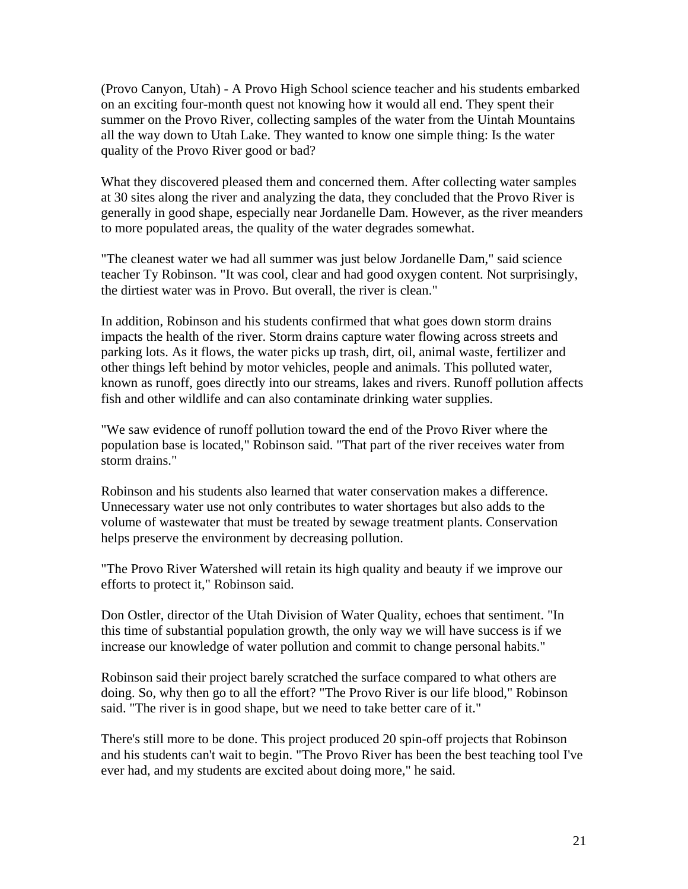(Provo Canyon, Utah) - A Provo High School science teacher and his students embarked on an exciting four-month quest not knowing how it would all end. They spent their summer on the Provo River, collecting samples of the water from the Uintah Mountains all the way down to Utah Lake. They wanted to know one simple thing: Is the water quality of the Provo River good or bad?

What they discovered pleased them and concerned them. After collecting water samples at 30 sites along the river and analyzing the data, they concluded that the Provo River is generally in good shape, especially near Jordanelle Dam. However, as the river meanders to more populated areas, the quality of the water degrades somewhat.

"The cleanest water we had all summer was just below Jordanelle Dam," said science teacher Ty Robinson. "It was cool, clear and had good oxygen content. Not surprisingly, the dirtiest water was in Provo. But overall, the river is clean."

In addition, Robinson and his students confirmed that what goes down storm drains impacts the health of the river. Storm drains capture water flowing across streets and parking lots. As it flows, the water picks up trash, dirt, oil, animal waste, fertilizer and other things left behind by motor vehicles, people and animals. This polluted water, known as runoff, goes directly into our streams, lakes and rivers. Runoff pollution affects fish and other wildlife and can also contaminate drinking water supplies.

"We saw evidence of runoff pollution toward the end of the Provo River where the population base is located," Robinson said. "That part of the river receives water from storm drains."

Robinson and his students also learned that water conservation makes a difference. Unnecessary water use not only contributes to water shortages but also adds to the volume of wastewater that must be treated by sewage treatment plants. Conservation helps preserve the environment by decreasing pollution.

"The Provo River Watershed will retain its high quality and beauty if we improve our efforts to protect it," Robinson said.

Don Ostler, director of the Utah Division of Water Quality, echoes that sentiment. "In this time of substantial population growth, the only way we will have success is if we increase our knowledge of water pollution and commit to change personal habits."

Robinson said their project barely scratched the surface compared to what others are doing. So, why then go to all the effort? "The Provo River is our life blood," Robinson said. "The river is in good shape, but we need to take better care of it."

There's still more to be done. This project produced 20 spin-off projects that Robinson and his students can't wait to begin. "The Provo River has been the best teaching tool I've ever had, and my students are excited about doing more," he said.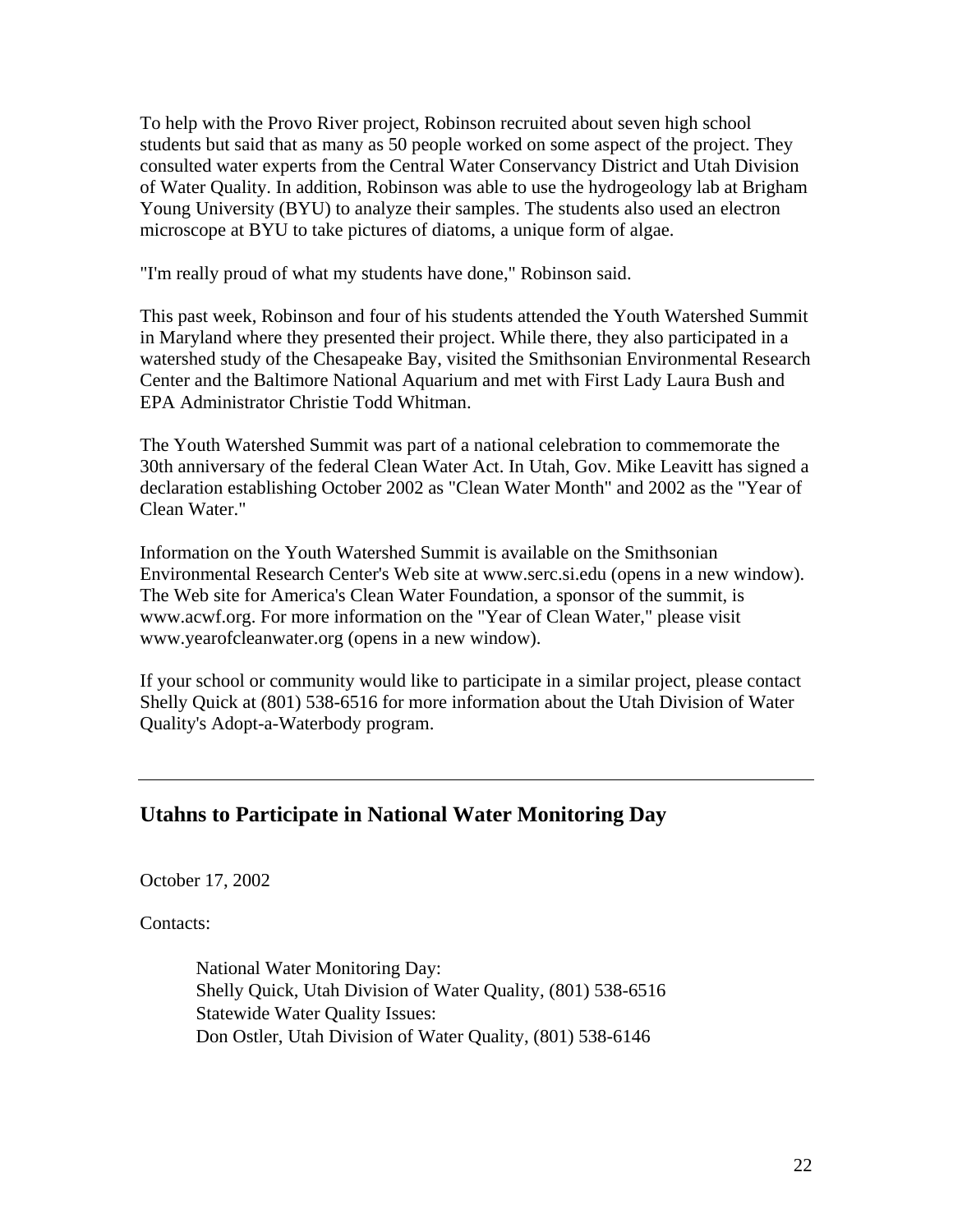To help with the Provo River project, Robinson recruited about seven high school students but said that as many as 50 people worked on some aspect of the project. They consulted water experts from the Central Water Conservancy District and Utah Division of Water Quality. In addition, Robinson was able to use the hydrogeology lab at Brigham Young University (BYU) to analyze their samples. The students also used an electron microscope at BYU to take pictures of diatoms, a unique form of algae.

"I'm really proud of what my students have done," Robinson said.

This past week, Robinson and four of his students attended the Youth Watershed Summit in Maryland where they presented their project. While there, they also participated in a watershed study of the Chesapeake Bay, visited the Smithsonian Environmental Research Center and the Baltimore National Aquarium and met with First Lady Laura Bush and EPA Administrator Christie Todd Whitman.

The Youth Watershed Summit was part of a national celebration to commemorate the 30th anniversary of the federal Clean Water Act. In Utah, Gov. Mike Leavitt has signed a declaration establishing October 2002 as "Clean Water Month" and 2002 as the "Year of Clean Water."

Information on the Youth Watershed Summit is available on the Smithsonian Environmental Research Center's Web site at www.serc.si.edu (opens in a new window). The Web site for America's Clean Water Foundation, a sponsor of the summit, is www.acwf.org. For more information on the "Year of Clean Water," please visit www.yearofcleanwater.org (opens in a new window).

If your school or community would like to participate in a similar project, please contact Shelly Quick at (801) 538-6516 for more information about the Utah Division of Water Quality's Adopt-a-Waterbody program.

---

## Utahns to Participate in National Water Monitoring Day

October 17, 2002

Contacts:

> National Water Monitoring Day:
> Shelly Quick, Utah Division of Water Quality, (801) 538-6516
> Statewide Water Quality Issues:
> Don Ostler, Utah Division of Water Quality, (801) 538-6146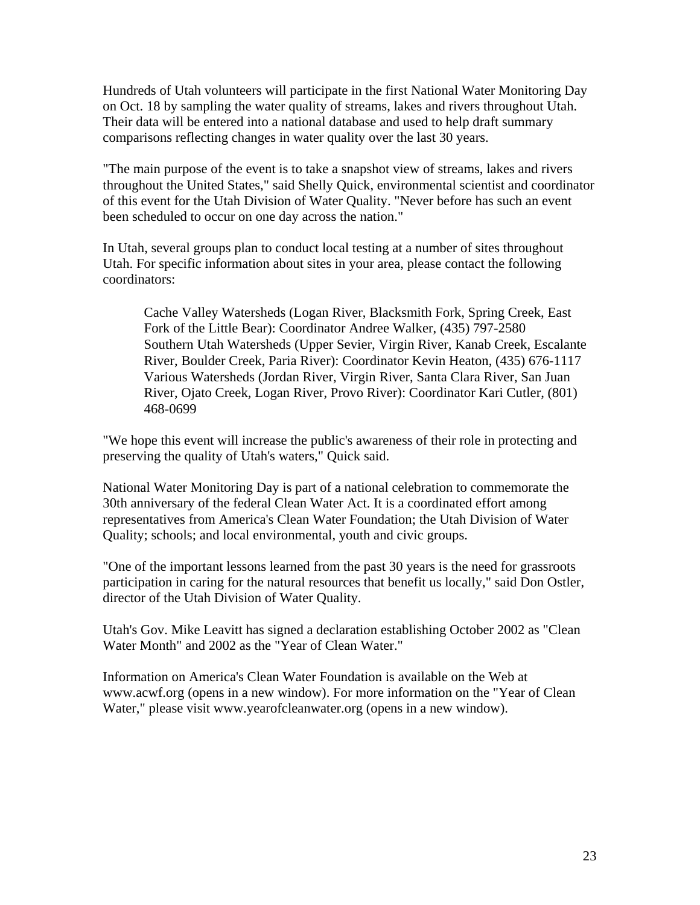Hundreds of Utah volunteers will participate in the first National Water Monitoring Day on Oct. 18 by sampling the water quality of streams, lakes and rivers throughout Utah. Their data will be entered into a national database and used to help draft summary comparisons reflecting changes in water quality over the last 30 years.

"The main purpose of the event is to take a snapshot view of streams, lakes and rivers throughout the United States," said Shelly Quick, environmental scientist and coordinator of this event for the Utah Division of Water Quality. "Never before has such an event been scheduled to occur on one day across the nation."

In Utah, several groups plan to conduct local testing at a number of sites throughout Utah. For specific information about sites in your area, please contact the following coordinators:

> Cache Valley Watersheds (Logan River, Blacksmith Fork, Spring Creek, East Fork of the Little Bear): Coordinator Andree Walker, (435) 797-2580
> Southern Utah Watersheds (Upper Sevier, Virgin River, Kanab Creek, Escalante River, Boulder Creek, Paria River): Coordinator Kevin Heaton, (435) 676-1117
> Various Watersheds (Jordan River, Virgin River, Santa Clara River, San Juan River, Ojato Creek, Logan River, Provo River): Coordinator Kari Cutler, (801) 468-0699

"We hope this event will increase the public's awareness of their role in protecting and preserving the quality of Utah's waters," Quick said.

National Water Monitoring Day is part of a national celebration to commemorate the 30th anniversary of the federal Clean Water Act. It is a coordinated effort among representatives from America's Clean Water Foundation; the Utah Division of Water Quality; schools; and local environmental, youth and civic groups.

"One of the important lessons learned from the past 30 years is the need for grassroots participation in caring for the natural resources that benefit us locally," said Don Ostler, director of the Utah Division of Water Quality.

Utah's Gov. Mike Leavitt has signed a declaration establishing October 2002 as "Clean Water Month" and 2002 as the "Year of Clean Water."

Information on America's Clean Water Foundation is available on the Web at www.acwf.org (opens in a new window). For more information on the "Year of Clean Water," please visit www.yearofcleanwater.org (opens in a new window).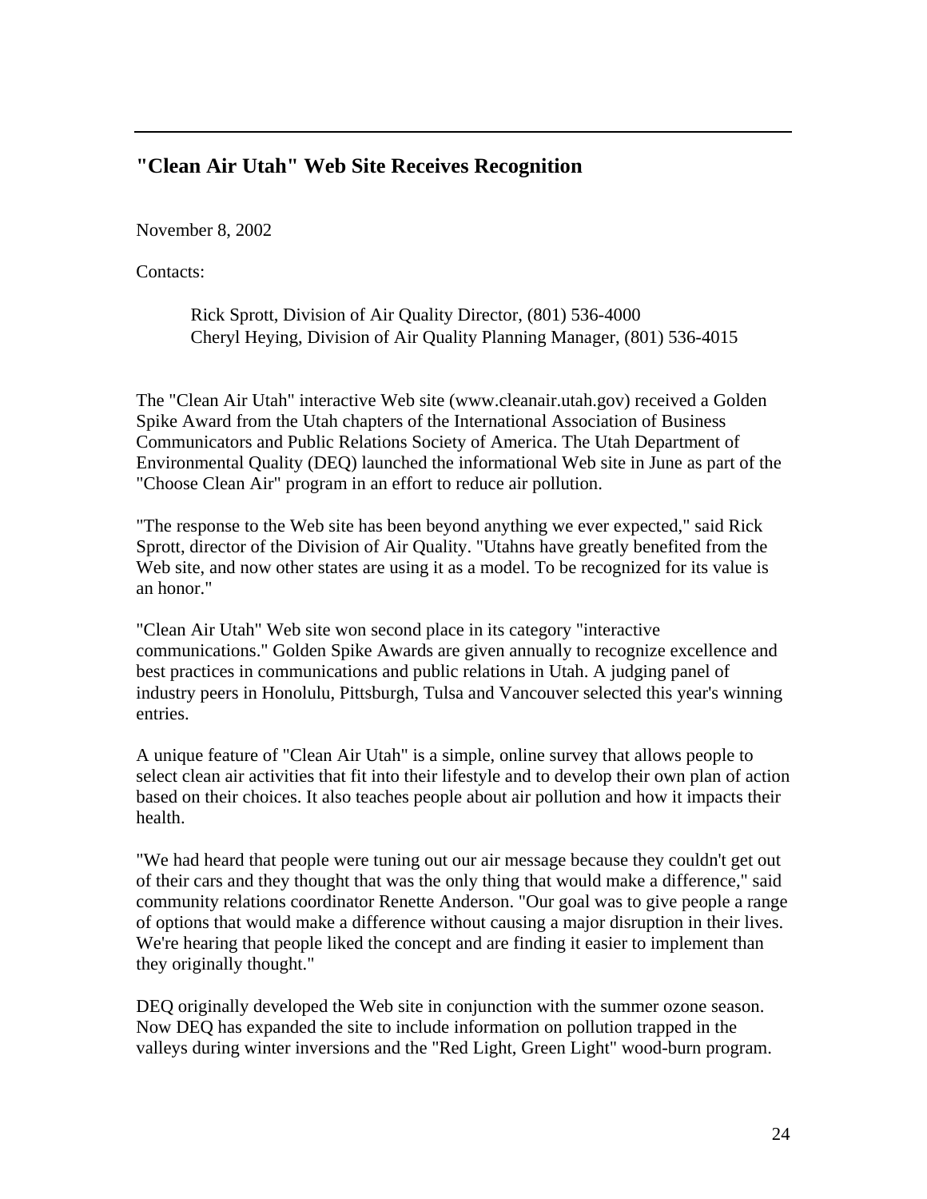---

## "Clean Air Utah" Web Site Receives Recognition

November 8, 2002

Contacts:

> Rick Sprott, Division of Air Quality Director, (801) 536-4000
> Cheryl Heying, Division of Air Quality Planning Manager, (801) 536-4015

The "Clean Air Utah" interactive Web site (www.cleanair.utah.gov) received a Golden Spike Award from the Utah chapters of the International Association of Business Communicators and Public Relations Society of America. The Utah Department of Environmental Quality (DEQ) launched the informational Web site in June as part of the "Choose Clean Air" program in an effort to reduce air pollution.

"The response to the Web site has been beyond anything we ever expected," said Rick Sprott, director of the Division of Air Quality. "Utahns have greatly benefited from the Web site, and now other states are using it as a model. To be recognized for its value is an honor."

"Clean Air Utah" Web site won second place in its category "interactive communications." Golden Spike Awards are given annually to recognize excellence and best practices in communications and public relations in Utah. A judging panel of industry peers in Honolulu, Pittsburgh, Tulsa and Vancouver selected this year's winning entries.

A unique feature of "Clean Air Utah" is a simple, online survey that allows people to select clean air activities that fit into their lifestyle and to develop their own plan of action based on their choices. It also teaches people about air pollution and how it impacts their health.

"We had heard that people were tuning out our air message because they couldn't get out of their cars and they thought that was the only thing that would make a difference," said community relations coordinator Renette Anderson. "Our goal was to give people a range of options that would make a difference without causing a major disruption in their lives. We're hearing that people liked the concept and are finding it easier to implement than they originally thought."

DEQ originally developed the Web site in conjunction with the summer ozone season. Now DEQ has expanded the site to include information on pollution trapped in the valleys during winter inversions and the "Red Light, Green Light" wood-burn program.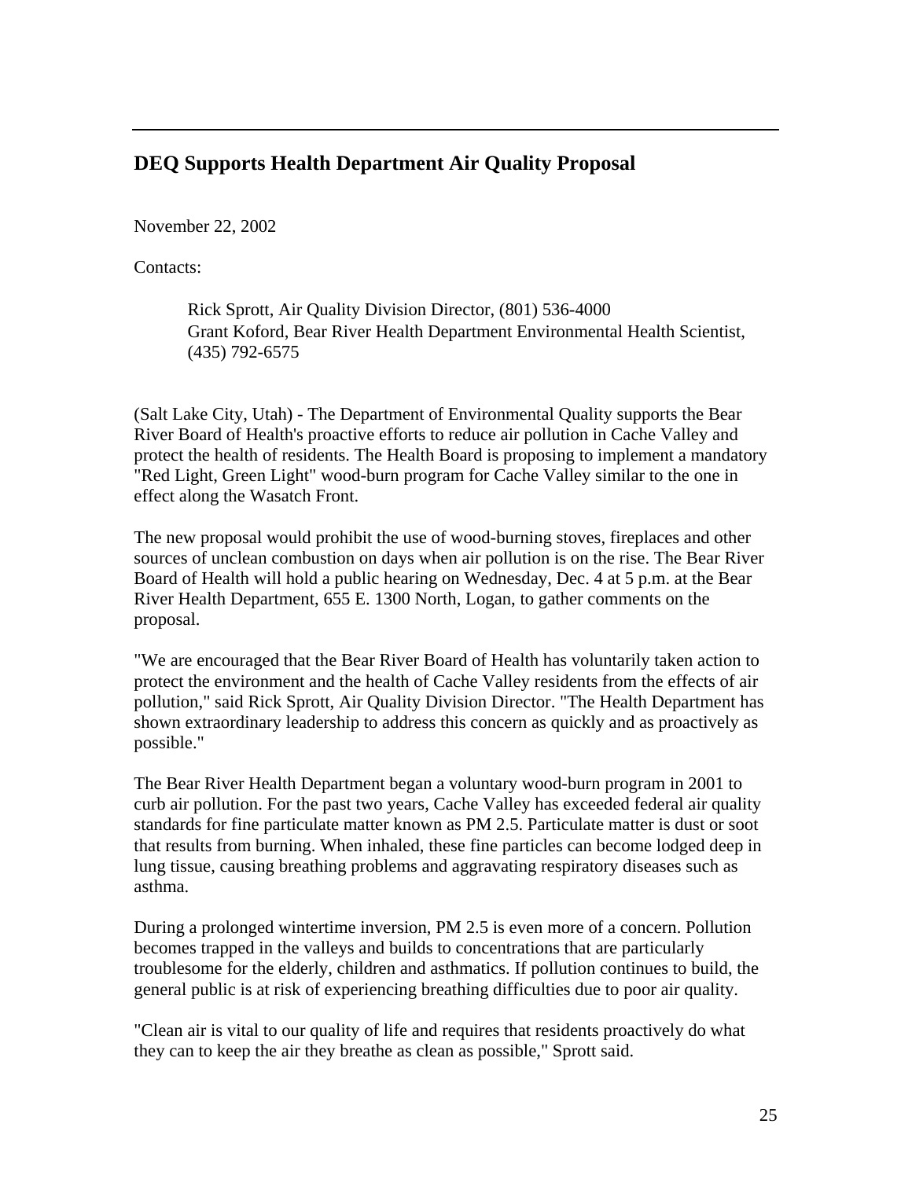---

## DEQ Supports Health Department Air Quality Proposal

November 22, 2002

Contacts:

> Rick Sprott, Air Quality Division Director, (801) 536-4000
> Grant Koford, Bear River Health Department Environmental Health Scientist, (435) 792-6575

(Salt Lake City, Utah) - The Department of Environmental Quality supports the Bear River Board of Health's proactive efforts to reduce air pollution in Cache Valley and protect the health of residents. The Health Board is proposing to implement a mandatory "Red Light, Green Light" wood-burn program for Cache Valley similar to the one in effect along the Wasatch Front.

The new proposal would prohibit the use of wood-burning stoves, fireplaces and other sources of unclean combustion on days when air pollution is on the rise. The Bear River Board of Health will hold a public hearing on Wednesday, Dec. 4 at 5 p.m. at the Bear River Health Department, 655 E. 1300 North, Logan, to gather comments on the proposal.

"We are encouraged that the Bear River Board of Health has voluntarily taken action to protect the environment and the health of Cache Valley residents from the effects of air pollution," said Rick Sprott, Air Quality Division Director. "The Health Department has shown extraordinary leadership to address this concern as quickly and as proactively as possible."

The Bear River Health Department began a voluntary wood-burn program in 2001 to curb air pollution. For the past two years, Cache Valley has exceeded federal air quality standards for fine particulate matter known as PM 2.5. Particulate matter is dust or soot that results from burning. When inhaled, these fine particles can become lodged deep in lung tissue, causing breathing problems and aggravating respiratory diseases such as asthma.

During a prolonged wintertime inversion, PM 2.5 is even more of a concern. Pollution becomes trapped in the valleys and builds to concentrations that are particularly troublesome for the elderly, children and asthmatics. If pollution continues to build, the general public is at risk of experiencing breathing difficulties due to poor air quality.

"Clean air is vital to our quality of life and requires that residents proactively do what they can to keep the air they breathe as clean as possible," Sprott said.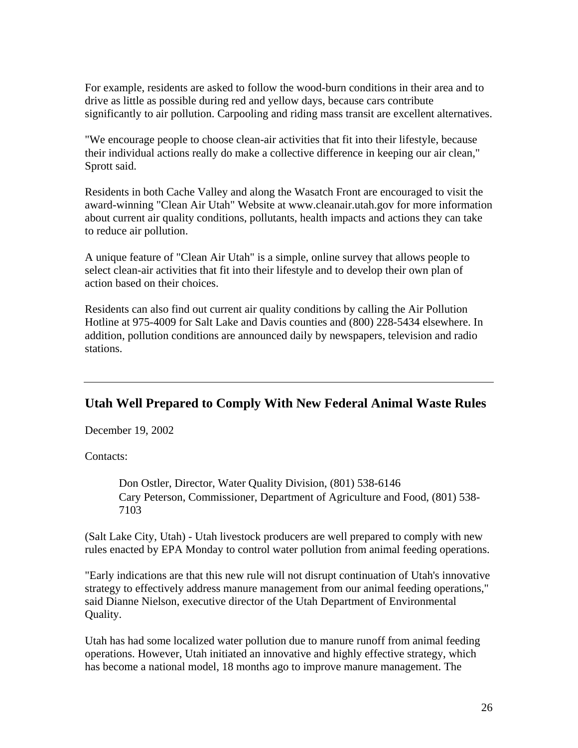For example, residents are asked to follow the wood-burn conditions in their area and to drive as little as possible during red and yellow days, because cars contribute significantly to air pollution. Carpooling and riding mass transit are excellent alternatives.

"We encourage people to choose clean-air activities that fit into their lifestyle, because their individual actions really do make a collective difference in keeping our air clean," Sprott said.

Residents in both Cache Valley and along the Wasatch Front are encouraged to visit the award-winning "Clean Air Utah" Website at www.cleanair.utah.gov for more information about current air quality conditions, pollutants, health impacts and actions they can take to reduce air pollution.

A unique feature of "Clean Air Utah" is a simple, online survey that allows people to select clean-air activities that fit into their lifestyle and to develop their own plan of action based on their choices.

Residents can also find out current air quality conditions by calling the Air Pollution Hotline at 975-4009 for Salt Lake and Davis counties and (800) 228-5434 elsewhere. In addition, pollution conditions are announced daily by newspapers, television and radio stations.

---

## Utah Well Prepared to Comply With New Federal Animal Waste Rules

December 19, 2002

Contacts:

> Don Ostler, Director, Water Quality Division, (801) 538-6146
> Cary Peterson, Commissioner, Department of Agriculture and Food, (801) 538-7103

(Salt Lake City, Utah) - Utah livestock producers are well prepared to comply with new rules enacted by EPA Monday to control water pollution from animal feeding operations.

"Early indications are that this new rule will not disrupt continuation of Utah's innovative strategy to effectively address manure management from our animal feeding operations," said Dianne Nielson, executive director of the Utah Department of Environmental Quality.

Utah has had some localized water pollution due to manure runoff from animal feeding operations. However, Utah initiated an innovative and highly effective strategy, which has become a national model, 18 months ago to improve manure management. The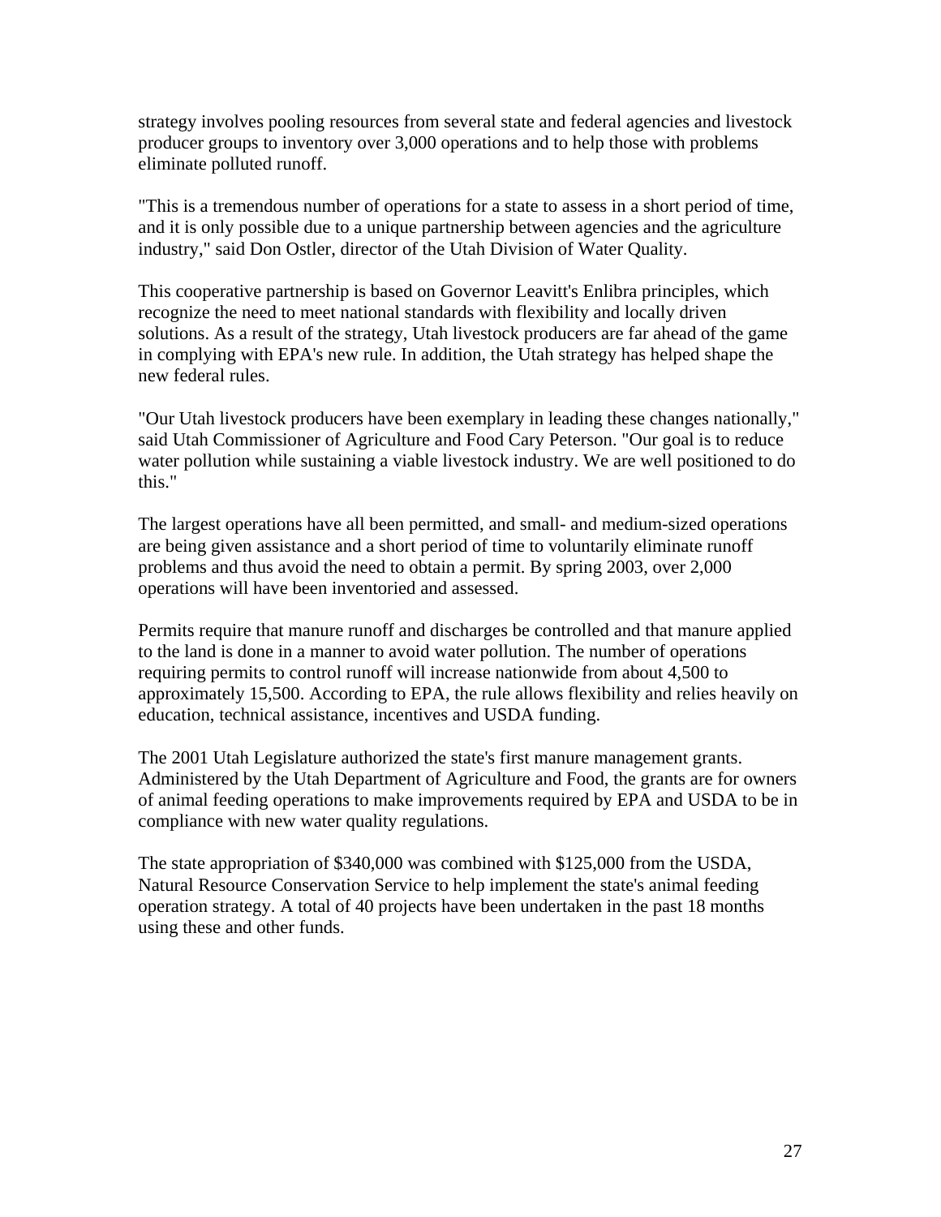strategy involves pooling resources from several state and federal agencies and livestock producer groups to inventory over 3,000 operations and to help those with problems eliminate polluted runoff.

"This is a tremendous number of operations for a state to assess in a short period of time, and it is only possible due to a unique partnership between agencies and the agriculture industry," said Don Ostler, director of the Utah Division of Water Quality.

This cooperative partnership is based on Governor Leavitt's Enlibra principles, which recognize the need to meet national standards with flexibility and locally driven solutions. As a result of the strategy, Utah livestock producers are far ahead of the game in complying with EPA's new rule. In addition, the Utah strategy has helped shape the new federal rules.

"Our Utah livestock producers have been exemplary in leading these changes nationally," said Utah Commissioner of Agriculture and Food Cary Peterson. "Our goal is to reduce water pollution while sustaining a viable livestock industry. We are well positioned to do this."

The largest operations have all been permitted, and small- and medium-sized operations are being given assistance and a short period of time to voluntarily eliminate runoff problems and thus avoid the need to obtain a permit. By spring 2003, over 2,000 operations will have been inventoried and assessed.

Permits require that manure runoff and discharges be controlled and that manure applied to the land is done in a manner to avoid water pollution. The number of operations requiring permits to control runoff will increase nationwide from about 4,500 to approximately 15,500. According to EPA, the rule allows flexibility and relies heavily on education, technical assistance, incentives and USDA funding.

The 2001 Utah Legislature authorized the state's first manure management grants. Administered by the Utah Department of Agriculture and Food, the grants are for owners of animal feeding operations to make improvements required by EPA and USDA to be in compliance with new water quality regulations.

The state appropriation of $340,000 was combined with $125,000 from the USDA, Natural Resource Conservation Service to help implement the state's animal feeding operation strategy. A total of 40 projects have been undertaken in the past 18 months using these and other funds.